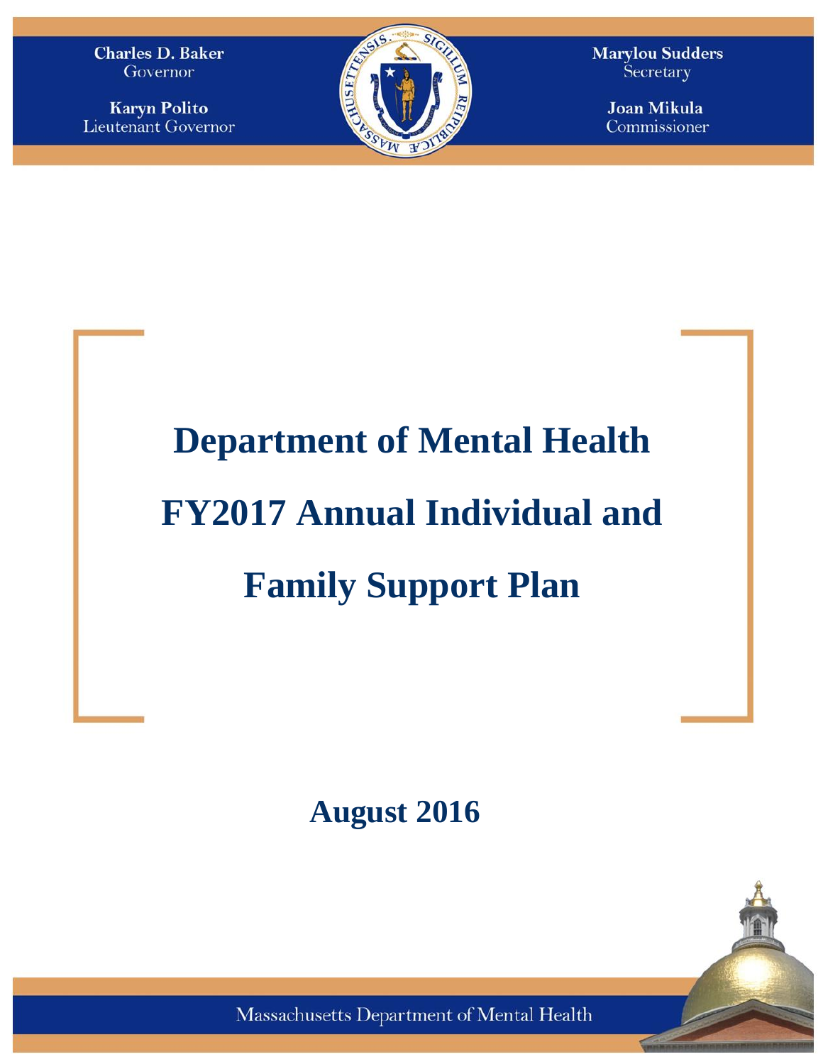Charles D. Baker
Governor

Karyn Polito
Lieutenant Governor

Marylou Sudders
Secretary

Joan Mikula
Commissioner

# Department of Mental Health FY2017 Annual Individual and Family Support Plan

## August 2016

Massachusetts Department of Mental Health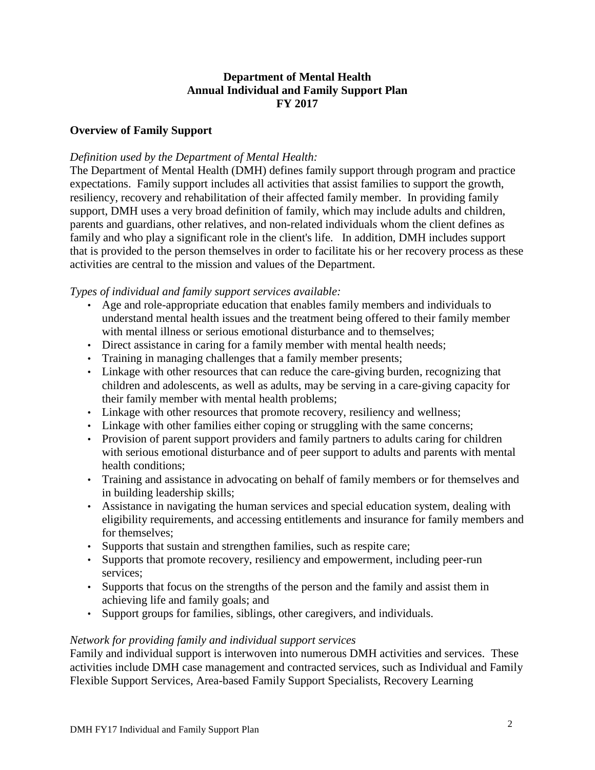**Department of Mental Health**
**Annual Individual and Family Support Plan**
**FY 2017**

## Overview of Family Support

*Definition used by the Department of Mental Health:*

The Department of Mental Health (DMH) defines family support through program and practice expectations. Family support includes all activities that assist families to support the growth, resiliency, recovery and rehabilitation of their affected family member. In providing family support, DMH uses a very broad definition of family, which may include adults and children, parents and guardians, other relatives, and non-related individuals whom the client defines as family and who play a significant role in the client's life. In addition, DMH includes support that is provided to the person themselves in order to facilitate his or her recovery process as these activities are central to the mission and values of the Department.

*Types of individual and family support services available:*

- Age and role-appropriate education that enables family members and individuals to understand mental health issues and the treatment being offered to their family member with mental illness or serious emotional disturbance and to themselves;
- Direct assistance in caring for a family member with mental health needs;
- Training in managing challenges that a family member presents;
- Linkage with other resources that can reduce the care-giving burden, recognizing that children and adolescents, as well as adults, may be serving in a care-giving capacity for their family member with mental health problems;
- Linkage with other resources that promote recovery, resiliency and wellness;
- Linkage with other families either coping or struggling with the same concerns;
- Provision of parent support providers and family partners to adults caring for children with serious emotional disturbance and of peer support to adults and parents with mental health conditions;
- Training and assistance in advocating on behalf of family members or for themselves and in building leadership skills;
- Assistance in navigating the human services and special education system, dealing with eligibility requirements, and accessing entitlements and insurance for family members and for themselves;
- Supports that sustain and strengthen families, such as respite care;
- Supports that promote recovery, resiliency and empowerment, including peer-run services;
- Supports that focus on the strengths of the person and the family and assist them in achieving life and family goals; and
- Support groups for families, siblings, other caregivers, and individuals.

*Network for providing family and individual support services*

Family and individual support is interwoven into numerous DMH activities and services. These activities include DMH case management and contracted services, such as Individual and Family Flexible Support Services, Area-based Family Support Specialists, Recovery Learning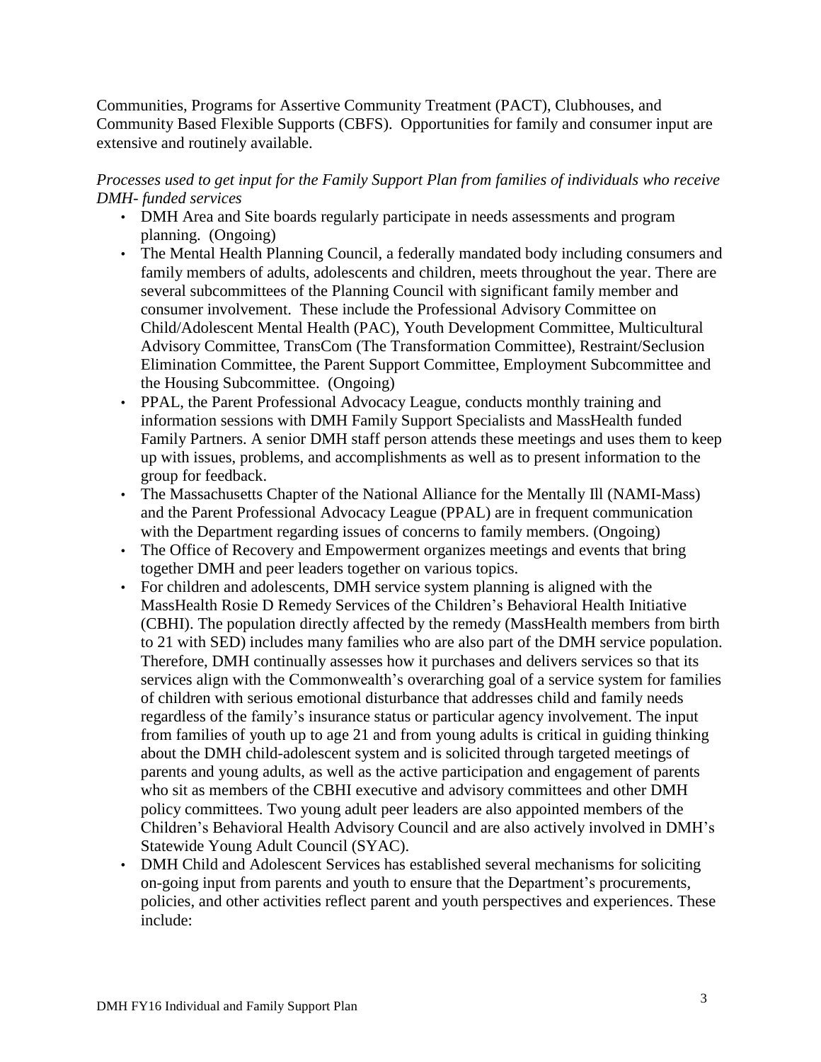Communities, Programs for Assertive Community Treatment (PACT), Clubhouses, and Community Based Flexible Supports (CBFS). Opportunities for family and consumer input are extensive and routinely available.

*Processes used to get input for the Family Support Plan from families of individuals who receive DMH- funded services*

- DMH Area and Site boards regularly participate in needs assessments and program planning. (Ongoing)
- The Mental Health Planning Council, a federally mandated body including consumers and family members of adults, adolescents and children, meets throughout the year. There are several subcommittees of the Planning Council with significant family member and consumer involvement. These include the Professional Advisory Committee on Child/Adolescent Mental Health (PAC), Youth Development Committee, Multicultural Advisory Committee, TransCom (The Transformation Committee), Restraint/Seclusion Elimination Committee, the Parent Support Committee, Employment Subcommittee and the Housing Subcommittee. (Ongoing)
- PPAL, the Parent Professional Advocacy League, conducts monthly training and information sessions with DMH Family Support Specialists and MassHealth funded Family Partners. A senior DMH staff person attends these meetings and uses them to keep up with issues, problems, and accomplishments as well as to present information to the group for feedback.
- The Massachusetts Chapter of the National Alliance for the Mentally Ill (NAMI-Mass) and the Parent Professional Advocacy League (PPAL) are in frequent communication with the Department regarding issues of concerns to family members. (Ongoing)
- The Office of Recovery and Empowerment organizes meetings and events that bring together DMH and peer leaders together on various topics.
- For children and adolescents, DMH service system planning is aligned with the MassHealth Rosie D Remedy Services of the Children's Behavioral Health Initiative (CBHI). The population directly affected by the remedy (MassHealth members from birth to 21 with SED) includes many families who are also part of the DMH service population. Therefore, DMH continually assesses how it purchases and delivers services so that its services align with the Commonwealth's overarching goal of a service system for families of children with serious emotional disturbance that addresses child and family needs regardless of the family's insurance status or particular agency involvement. The input from families of youth up to age 21 and from young adults is critical in guiding thinking about the DMH child-adolescent system and is solicited through targeted meetings of parents and young adults, as well as the active participation and engagement of parents who sit as members of the CBHI executive and advisory committees and other DMH policy committees. Two young adult peer leaders are also appointed members of the Children's Behavioral Health Advisory Council and are also actively involved in DMH's Statewide Young Adult Council (SYAC).
- DMH Child and Adolescent Services has established several mechanisms for soliciting on-going input from parents and youth to ensure that the Department's procurements, policies, and other activities reflect parent and youth perspectives and experiences. These include: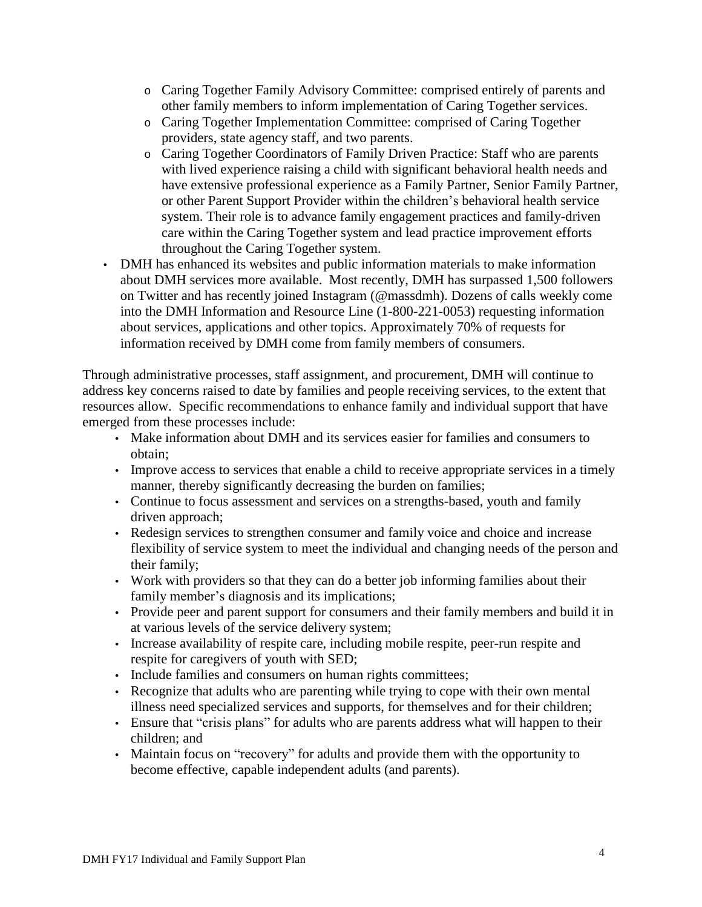- Caring Together Family Advisory Committee: comprised entirely of parents and other family members to inform implementation of Caring Together services.
  - Caring Together Implementation Committee: comprised of Caring Together providers, state agency staff, and two parents.
  - Caring Together Coordinators of Family Driven Practice: Staff who are parents with lived experience raising a child with significant behavioral health needs and have extensive professional experience as a Family Partner, Senior Family Partner, or other Parent Support Provider within the children's behavioral health service system. Their role is to advance family engagement practices and family-driven care within the Caring Together system and lead practice improvement efforts throughout the Caring Together system.
- DMH has enhanced its websites and public information materials to make information about DMH services more available. Most recently, DMH has surpassed 1,500 followers on Twitter and has recently joined Instagram (@massdmh). Dozens of calls weekly come into the DMH Information and Resource Line (1-800-221-0053) requesting information about services, applications and other topics. Approximately 70% of requests for information received by DMH come from family members of consumers.

Through administrative processes, staff assignment, and procurement, DMH will continue to address key concerns raised to date by families and people receiving services, to the extent that resources allow. Specific recommendations to enhance family and individual support that have emerged from these processes include:

- Make information about DMH and its services easier for families and consumers to obtain;
- Improve access to services that enable a child to receive appropriate services in a timely manner, thereby significantly decreasing the burden on families;
- Continue to focus assessment and services on a strengths-based, youth and family driven approach;
- Redesign services to strengthen consumer and family voice and choice and increase flexibility of service system to meet the individual and changing needs of the person and their family;
- Work with providers so that they can do a better job informing families about their family member's diagnosis and its implications;
- Provide peer and parent support for consumers and their family members and build it in at various levels of the service delivery system;
- Increase availability of respite care, including mobile respite, peer-run respite and respite for caregivers of youth with SED;
- Include families and consumers on human rights committees;
- Recognize that adults who are parenting while trying to cope with their own mental illness need specialized services and supports, for themselves and for their children;
- Ensure that "crisis plans" for adults who are parents address what will happen to their children; and
- Maintain focus on "recovery" for adults and provide them with the opportunity to become effective, capable independent adults (and parents).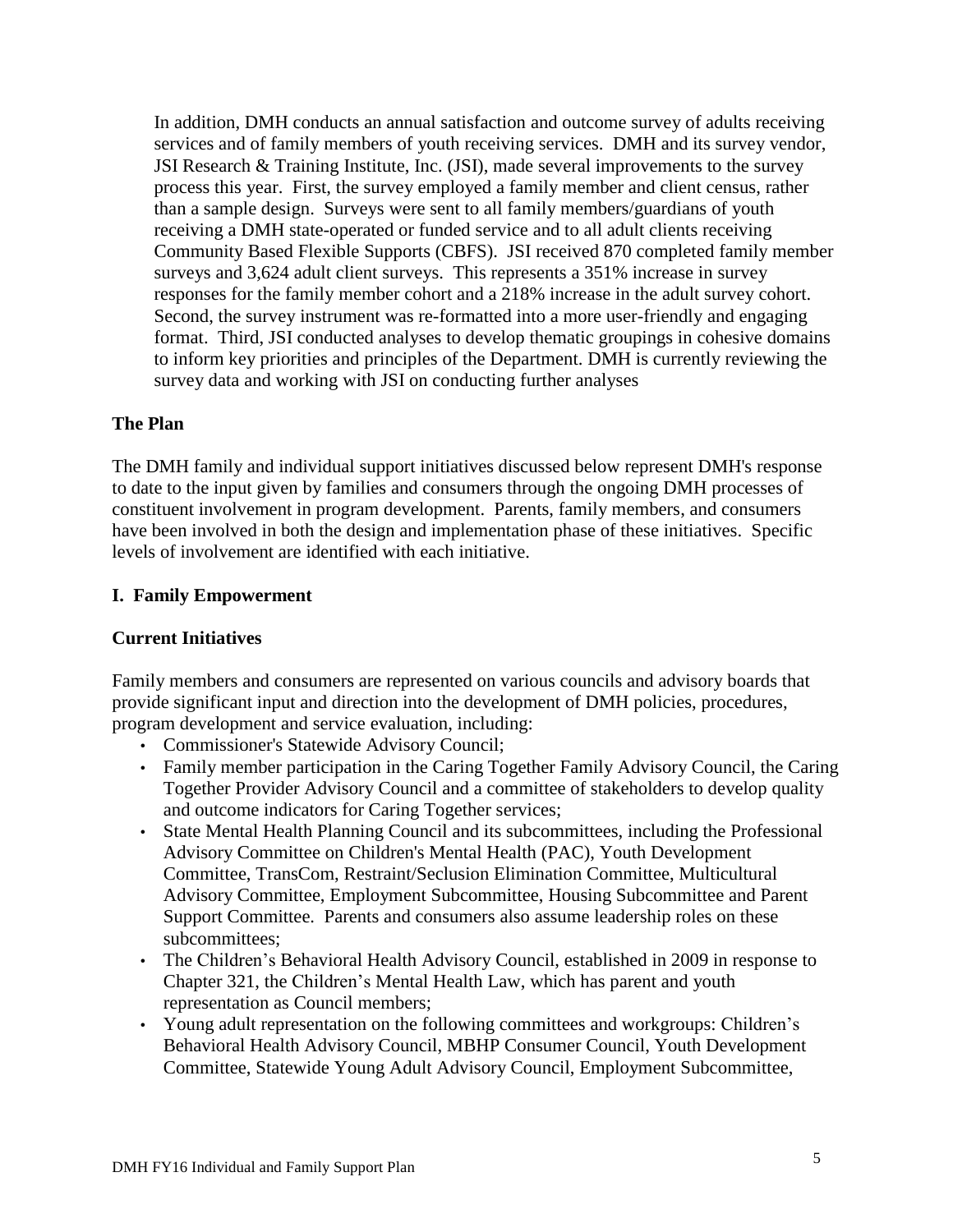In addition, DMH conducts an annual satisfaction and outcome survey of adults receiving services and of family members of youth receiving services. DMH and its survey vendor, JSI Research & Training Institute, Inc. (JSI), made several improvements to the survey process this year. First, the survey employed a family member and client census, rather than a sample design. Surveys were sent to all family members/guardians of youth receiving a DMH state-operated or funded service and to all adult clients receiving Community Based Flexible Supports (CBFS). JSI received 870 completed family member surveys and 3,624 adult client surveys. This represents a 351% increase in survey responses for the family member cohort and a 218% increase in the adult survey cohort. Second, the survey instrument was re-formatted into a more user-friendly and engaging format. Third, JSI conducted analyses to develop thematic groupings in cohesive domains to inform key priorities and principles of the Department. DMH is currently reviewing the survey data and working with JSI on conducting further analyses

## The Plan

The DMH family and individual support initiatives discussed below represent DMH's response to date to the input given by families and consumers through the ongoing DMH processes of constituent involvement in program development. Parents, family members, and consumers have been involved in both the design and implementation phase of these initiatives. Specific levels of involvement are identified with each initiative.

## I. Family Empowerment

### Current Initiatives

Family members and consumers are represented on various councils and advisory boards that provide significant input and direction into the development of DMH policies, procedures, program development and service evaluation, including:

- Commissioner's Statewide Advisory Council;
- Family member participation in the Caring Together Family Advisory Council, the Caring Together Provider Advisory Council and a committee of stakeholders to develop quality and outcome indicators for Caring Together services;
- State Mental Health Planning Council and its subcommittees, including the Professional Advisory Committee on Children's Mental Health (PAC), Youth Development Committee, TransCom, Restraint/Seclusion Elimination Committee, Multicultural Advisory Committee, Employment Subcommittee, Housing Subcommittee and Parent Support Committee. Parents and consumers also assume leadership roles on these subcommittees;
- The Children's Behavioral Health Advisory Council, established in 2009 in response to Chapter 321, the Children's Mental Health Law, which has parent and youth representation as Council members;
- Young adult representation on the following committees and workgroups: Children's Behavioral Health Advisory Council, MBHP Consumer Council, Youth Development Committee, Statewide Young Adult Advisory Council, Employment Subcommittee,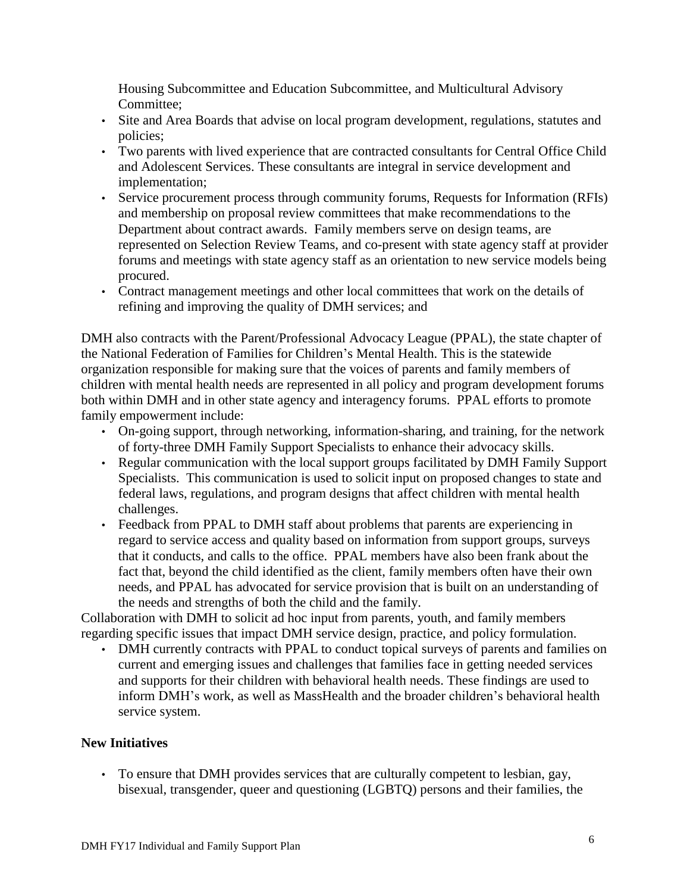Housing Subcommittee and Education Subcommittee, and Multicultural Advisory Committee;

- Site and Area Boards that advise on local program development, regulations, statutes and policies;
- Two parents with lived experience that are contracted consultants for Central Office Child and Adolescent Services. These consultants are integral in service development and implementation;
- Service procurement process through community forums, Requests for Information (RFIs) and membership on proposal review committees that make recommendations to the Department about contract awards. Family members serve on design teams, are represented on Selection Review Teams, and co-present with state agency staff at provider forums and meetings with state agency staff as an orientation to new service models being procured.
- Contract management meetings and other local committees that work on the details of refining and improving the quality of DMH services; and

DMH also contracts with the Parent/Professional Advocacy League (PPAL), the state chapter of the National Federation of Families for Children's Mental Health. This is the statewide organization responsible for making sure that the voices of parents and family members of children with mental health needs are represented in all policy and program development forums both within DMH and in other state agency and interagency forums. PPAL efforts to promote family empowerment include:

- On-going support, through networking, information-sharing, and training, for the network of forty-three DMH Family Support Specialists to enhance their advocacy skills.
- Regular communication with the local support groups facilitated by DMH Family Support Specialists. This communication is used to solicit input on proposed changes to state and federal laws, regulations, and program designs that affect children with mental health challenges.
- Feedback from PPAL to DMH staff about problems that parents are experiencing in regard to service access and quality based on information from support groups, surveys that it conducts, and calls to the office. PPAL members have also been frank about the fact that, beyond the child identified as the client, family members often have their own needs, and PPAL has advocated for service provision that is built on an understanding of the needs and strengths of both the child and the family.

Collaboration with DMH to solicit ad hoc input from parents, youth, and family members regarding specific issues that impact DMH service design, practice, and policy formulation.

- DMH currently contracts with PPAL to conduct topical surveys of parents and families on current and emerging issues and challenges that families face in getting needed services and supports for their children with behavioral health needs. These findings are used to inform DMH's work, as well as MassHealth and the broader children's behavioral health service system.

**New Initiatives**

- To ensure that DMH provides services that are culturally competent to lesbian, gay, bisexual, transgender, queer and questioning (LGBTQ) persons and their families, the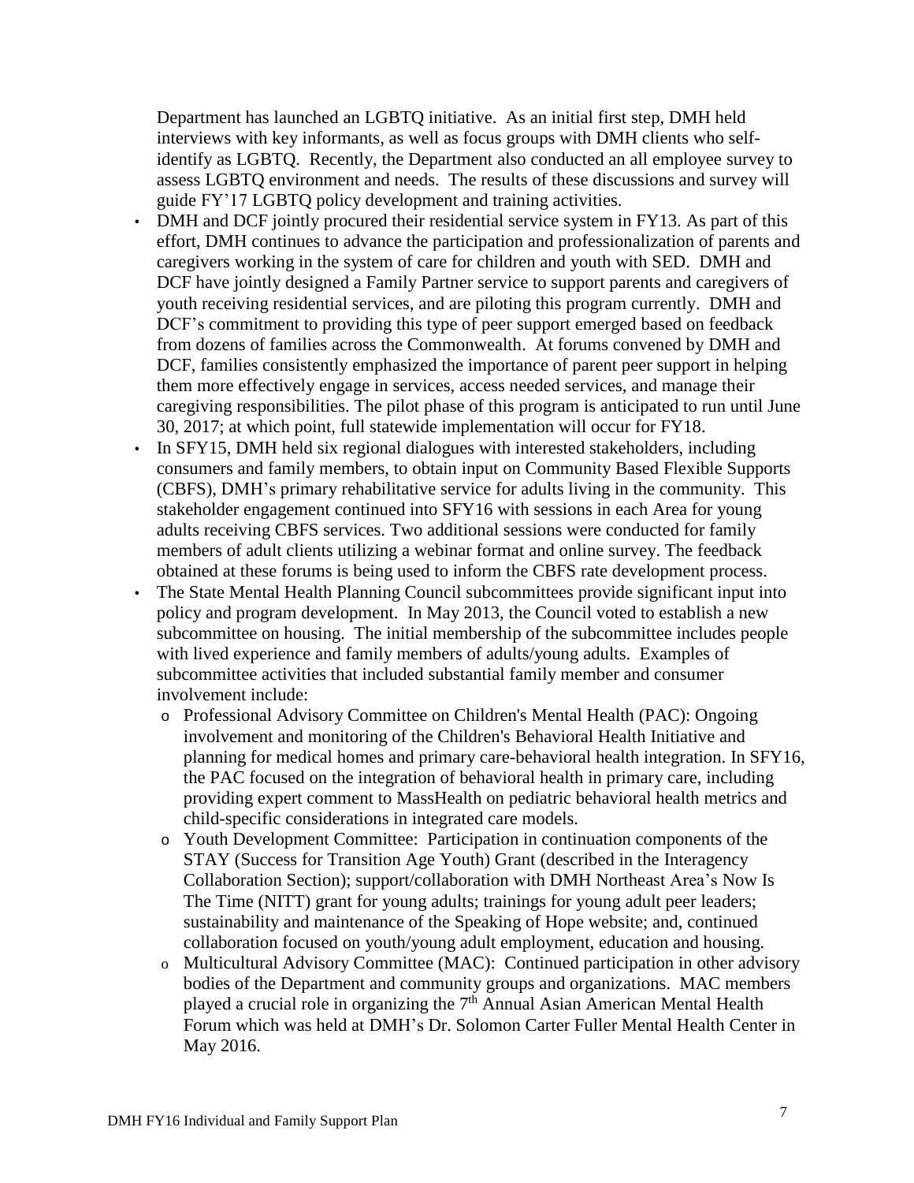Department has launched an LGBTQ initiative. As an initial first step, DMH held interviews with key informants, as well as focus groups with DMH clients who self-identify as LGBTQ. Recently, the Department also conducted an all employee survey to assess LGBTQ environment and needs. The results of these discussions and survey will guide FY'17 LGBTQ policy development and training activities.

- DMH and DCF jointly procured their residential service system in FY13. As part of this effort, DMH continues to advance the participation and professionalization of parents and caregivers working in the system of care for children and youth with SED. DMH and DCF have jointly designed a Family Partner service to support parents and caregivers of youth receiving residential services, and are piloting this program currently. DMH and DCF's commitment to providing this type of peer support emerged based on feedback from dozens of families across the Commonwealth. At forums convened by DMH and DCF, families consistently emphasized the importance of parent peer support in helping them more effectively engage in services, access needed services, and manage their caregiving responsibilities. The pilot phase of this program is anticipated to run until June 30, 2017; at which point, full statewide implementation will occur for FY18.
- In SFY15, DMH held six regional dialogues with interested stakeholders, including consumers and family members, to obtain input on Community Based Flexible Supports (CBFS), DMH's primary rehabilitative service for adults living in the community. This stakeholder engagement continued into SFY16 with sessions in each Area for young adults receiving CBFS services. Two additional sessions were conducted for family members of adult clients utilizing a webinar format and online survey. The feedback obtained at these forums is being used to inform the CBFS rate development process.
- The State Mental Health Planning Council subcommittees provide significant input into policy and program development. In May 2013, the Council voted to establish a new subcommittee on housing. The initial membership of the subcommittee includes people with lived experience and family members of adults/young adults. Examples of subcommittee activities that included substantial family member and consumer involvement include:
  - Professional Advisory Committee on Children's Mental Health (PAC): Ongoing involvement and monitoring of the Children's Behavioral Health Initiative and planning for medical homes and primary care-behavioral health integration. In SFY16, the PAC focused on the integration of behavioral health in primary care, including providing expert comment to MassHealth on pediatric behavioral health metrics and child-specific considerations in integrated care models.
  - Youth Development Committee: Participation in continuation components of the STAY (Success for Transition Age Youth) Grant (described in the Interagency Collaboration Section); support/collaboration with DMH Northeast Area's Now Is The Time (NITT) grant for young adults; trainings for young adult peer leaders; sustainability and maintenance of the Speaking of Hope website; and, continued collaboration focused on youth/young adult employment, education and housing.
  - Multicultural Advisory Committee (MAC): Continued participation in other advisory bodies of the Department and community groups and organizations. MAC members played a crucial role in organizing the 7th Annual Asian American Mental Health Forum which was held at DMH's Dr. Solomon Carter Fuller Mental Health Center in May 2016.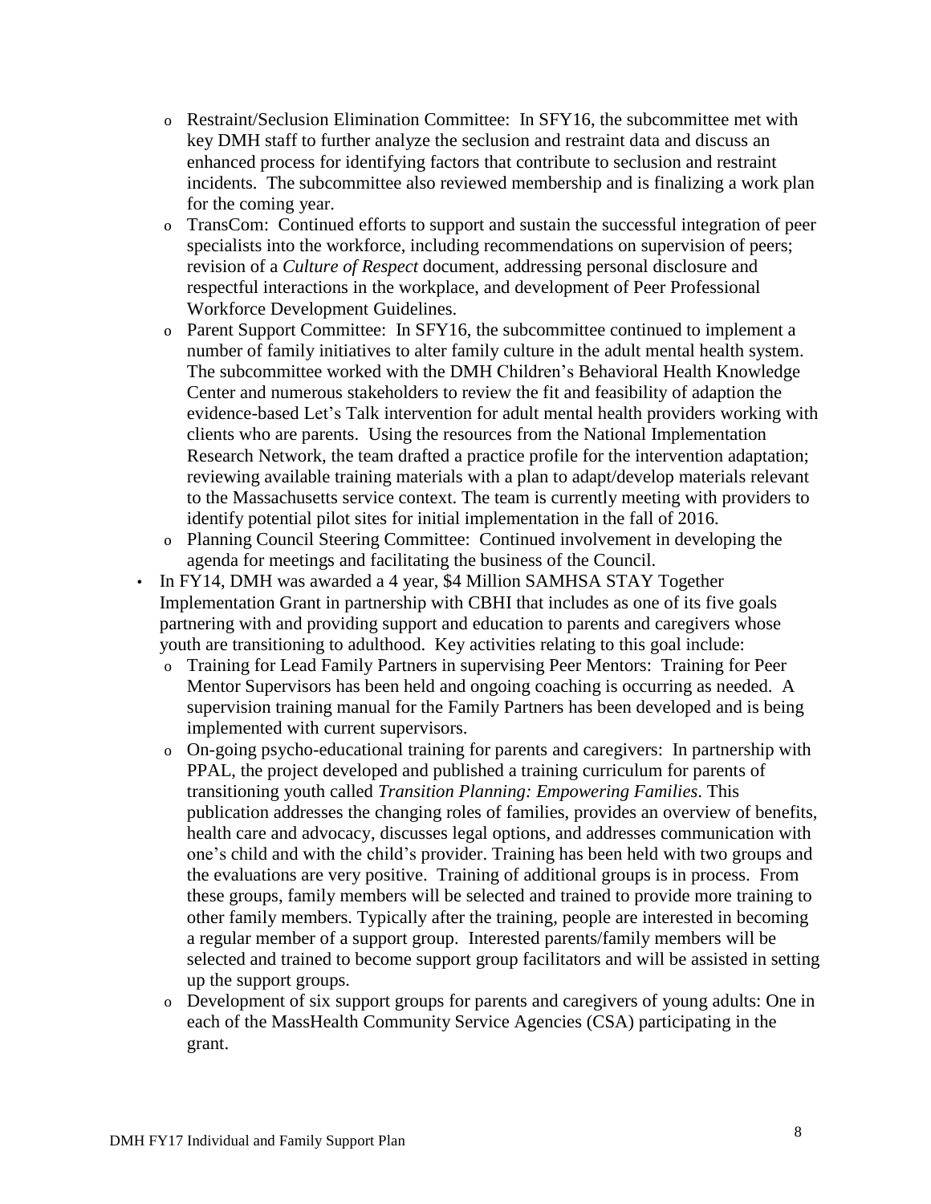- Restraint/Seclusion Elimination Committee: In SFY16, the subcommittee met with key DMH staff to further analyze the seclusion and restraint data and discuss an enhanced process for identifying factors that contribute to seclusion and restraint incidents. The subcommittee also reviewed membership and is finalizing a work plan for the coming year.
  - TransCom: Continued efforts to support and sustain the successful integration of peer specialists into the workforce, including recommendations on supervision of peers; revision of a *Culture of Respect* document, addressing personal disclosure and respectful interactions in the workplace, and development of Peer Professional Workforce Development Guidelines.
  - Parent Support Committee: In SFY16, the subcommittee continued to implement a number of family initiatives to alter family culture in the adult mental health system. The subcommittee worked with the DMH Children's Behavioral Health Knowledge Center and numerous stakeholders to review the fit and feasibility of adaption the evidence-based Let's Talk intervention for adult mental health providers working with clients who are parents. Using the resources from the National Implementation Research Network, the team drafted a practice profile for the intervention adaptation; reviewing available training materials with a plan to adapt/develop materials relevant to the Massachusetts service context. The team is currently meeting with providers to identify potential pilot sites for initial implementation in the fall of 2016.
  - Planning Council Steering Committee: Continued involvement in developing the agenda for meetings and facilitating the business of the Council.
- In FY14, DMH was awarded a 4 year, $4 Million SAMHSA STAY Together Implementation Grant in partnership with CBHI that includes as one of its five goals partnering with and providing support and education to parents and caregivers whose youth are transitioning to adulthood. Key activities relating to this goal include:
  - Training for Lead Family Partners in supervising Peer Mentors: Training for Peer Mentor Supervisors has been held and ongoing coaching is occurring as needed. A supervision training manual for the Family Partners has been developed and is being implemented with current supervisors.
  - On-going psycho-educational training for parents and caregivers: In partnership with PPAL, the project developed and published a training curriculum for parents of transitioning youth called *Transition Planning: Empowering Families*. This publication addresses the changing roles of families, provides an overview of benefits, health care and advocacy, discusses legal options, and addresses communication with one's child and with the child's provider. Training has been held with two groups and the evaluations are very positive. Training of additional groups is in process. From these groups, family members will be selected and trained to provide more training to other family members. Typically after the training, people are interested in becoming a regular member of a support group. Interested parents/family members will be selected and trained to become support group facilitators and will be assisted in setting up the support groups.
  - Development of six support groups for parents and caregivers of young adults: One in each of the MassHealth Community Service Agencies (CSA) participating in the grant.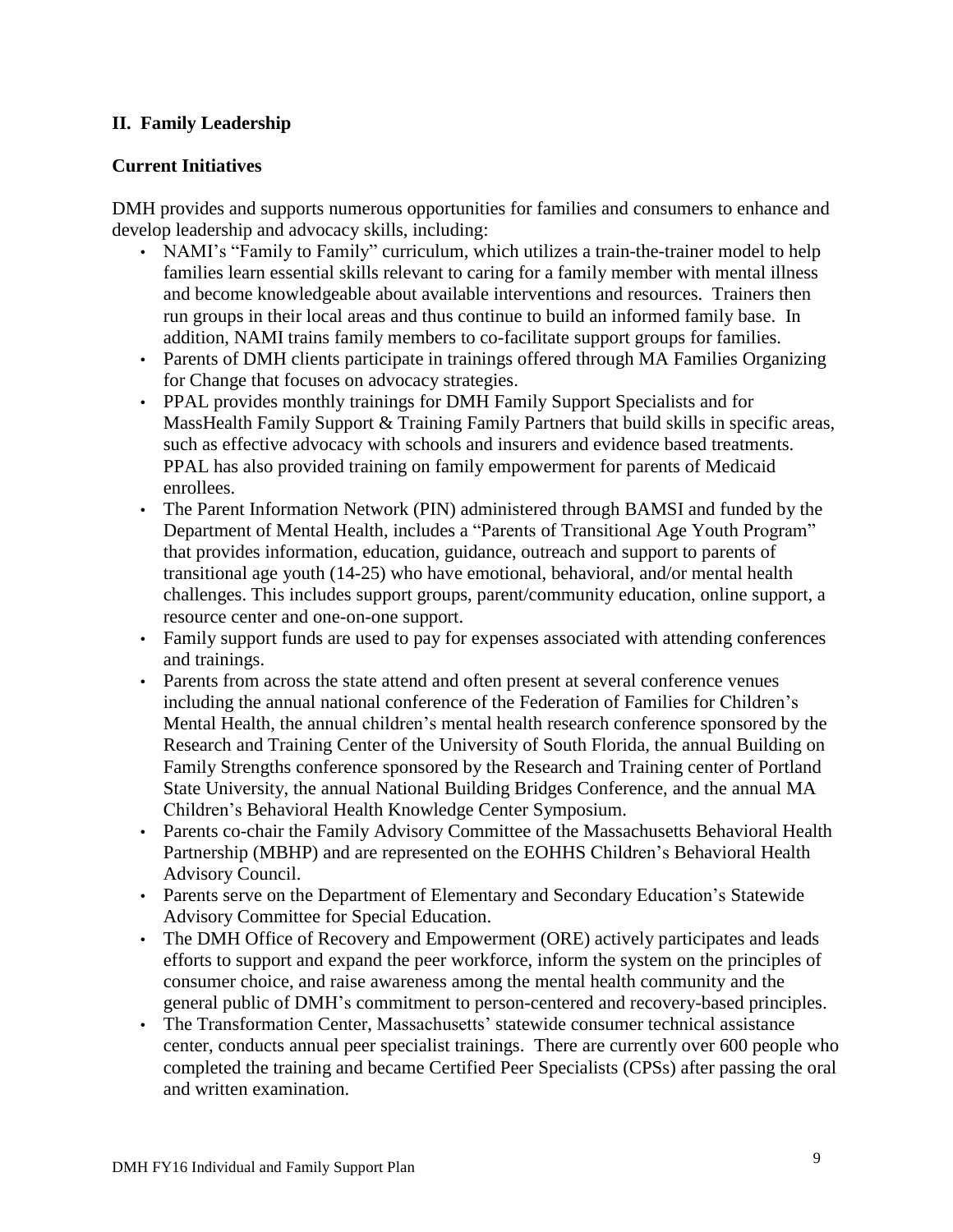## II. Family Leadership

### Current Initiatives

DMH provides and supports numerous opportunities for families and consumers to enhance and develop leadership and advocacy skills, including:

- NAMI's "Family to Family" curriculum, which utilizes a train-the-trainer model to help families learn essential skills relevant to caring for a family member with mental illness and become knowledgeable about available interventions and resources. Trainers then run groups in their local areas and thus continue to build an informed family base. In addition, NAMI trains family members to co-facilitate support groups for families.
- Parents of DMH clients participate in trainings offered through MA Families Organizing for Change that focuses on advocacy strategies.
- PPAL provides monthly trainings for DMH Family Support Specialists and for MassHealth Family Support & Training Family Partners that build skills in specific areas, such as effective advocacy with schools and insurers and evidence based treatments. PPAL has also provided training on family empowerment for parents of Medicaid enrollees.
- The Parent Information Network (PIN) administered through BAMSI and funded by the Department of Mental Health, includes a "Parents of Transitional Age Youth Program" that provides information, education, guidance, outreach and support to parents of transitional age youth (14-25) who have emotional, behavioral, and/or mental health challenges. This includes support groups, parent/community education, online support, a resource center and one-on-one support.
- Family support funds are used to pay for expenses associated with attending conferences and trainings.
- Parents from across the state attend and often present at several conference venues including the annual national conference of the Federation of Families for Children's Mental Health, the annual children's mental health research conference sponsored by the Research and Training Center of the University of South Florida, the annual Building on Family Strengths conference sponsored by the Research and Training center of Portland State University, the annual National Building Bridges Conference, and the annual MA Children's Behavioral Health Knowledge Center Symposium.
- Parents co-chair the Family Advisory Committee of the Massachusetts Behavioral Health Partnership (MBHP) and are represented on the EOHHS Children's Behavioral Health Advisory Council.
- Parents serve on the Department of Elementary and Secondary Education's Statewide Advisory Committee for Special Education.
- The DMH Office of Recovery and Empowerment (ORE) actively participates and leads efforts to support and expand the peer workforce, inform the system on the principles of consumer choice, and raise awareness among the mental health community and the general public of DMH's commitment to person-centered and recovery-based principles.
- The Transformation Center, Massachusetts' statewide consumer technical assistance center, conducts annual peer specialist trainings. There are currently over 600 people who completed the training and became Certified Peer Specialists (CPSs) after passing the oral and written examination.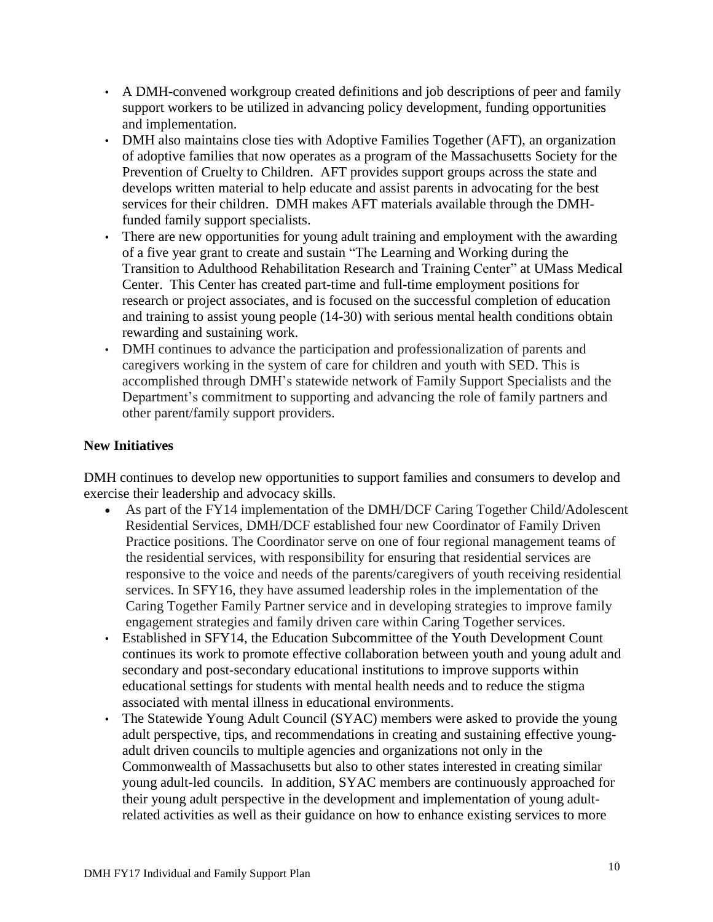- A DMH-convened workgroup created definitions and job descriptions of peer and family support workers to be utilized in advancing policy development, funding opportunities and implementation.
- DMH also maintains close ties with Adoptive Families Together (AFT), an organization of adoptive families that now operates as a program of the Massachusetts Society for the Prevention of Cruelty to Children. AFT provides support groups across the state and develops written material to help educate and assist parents in advocating for the best services for their children. DMH makes AFT materials available through the DMH-funded family support specialists.
- There are new opportunities for young adult training and employment with the awarding of a five year grant to create and sustain "The Learning and Working during the Transition to Adulthood Rehabilitation Research and Training Center" at UMass Medical Center. This Center has created part-time and full-time employment positions for research or project associates, and is focused on the successful completion of education and training to assist young people (14-30) with serious mental health conditions obtain rewarding and sustaining work.
- DMH continues to advance the participation and professionalization of parents and caregivers working in the system of care for children and youth with SED. This is accomplished through DMH's statewide network of Family Support Specialists and the Department's commitment to supporting and advancing the role of family partners and other parent/family support providers.

**New Initiatives**

DMH continues to develop new opportunities to support families and consumers to develop and exercise their leadership and advocacy skills.

- As part of the FY14 implementation of the DMH/DCF Caring Together Child/Adolescent Residential Services, DMH/DCF established four new Coordinator of Family Driven Practice positions. The Coordinator serve on one of four regional management teams of the residential services, with responsibility for ensuring that residential services are responsive to the voice and needs of the parents/caregivers of youth receiving residential services. In SFY16, they have assumed leadership roles in the implementation of the Caring Together Family Partner service and in developing strategies to improve family engagement strategies and family driven care within Caring Together services.
- Established in SFY14, the Education Subcommittee of the Youth Development Count continues its work to promote effective collaboration between youth and young adult and secondary and post-secondary educational institutions to improve supports within educational settings for students with mental health needs and to reduce the stigma associated with mental illness in educational environments.
- The Statewide Young Adult Council (SYAC) members were asked to provide the young adult perspective, tips, and recommendations in creating and sustaining effective young-adult driven councils to multiple agencies and organizations not only in the Commonwealth of Massachusetts but also to other states interested in creating similar young adult-led councils. In addition, SYAC members are continuously approached for their young adult perspective in the development and implementation of young adult-related activities as well as their guidance on how to enhance existing services to more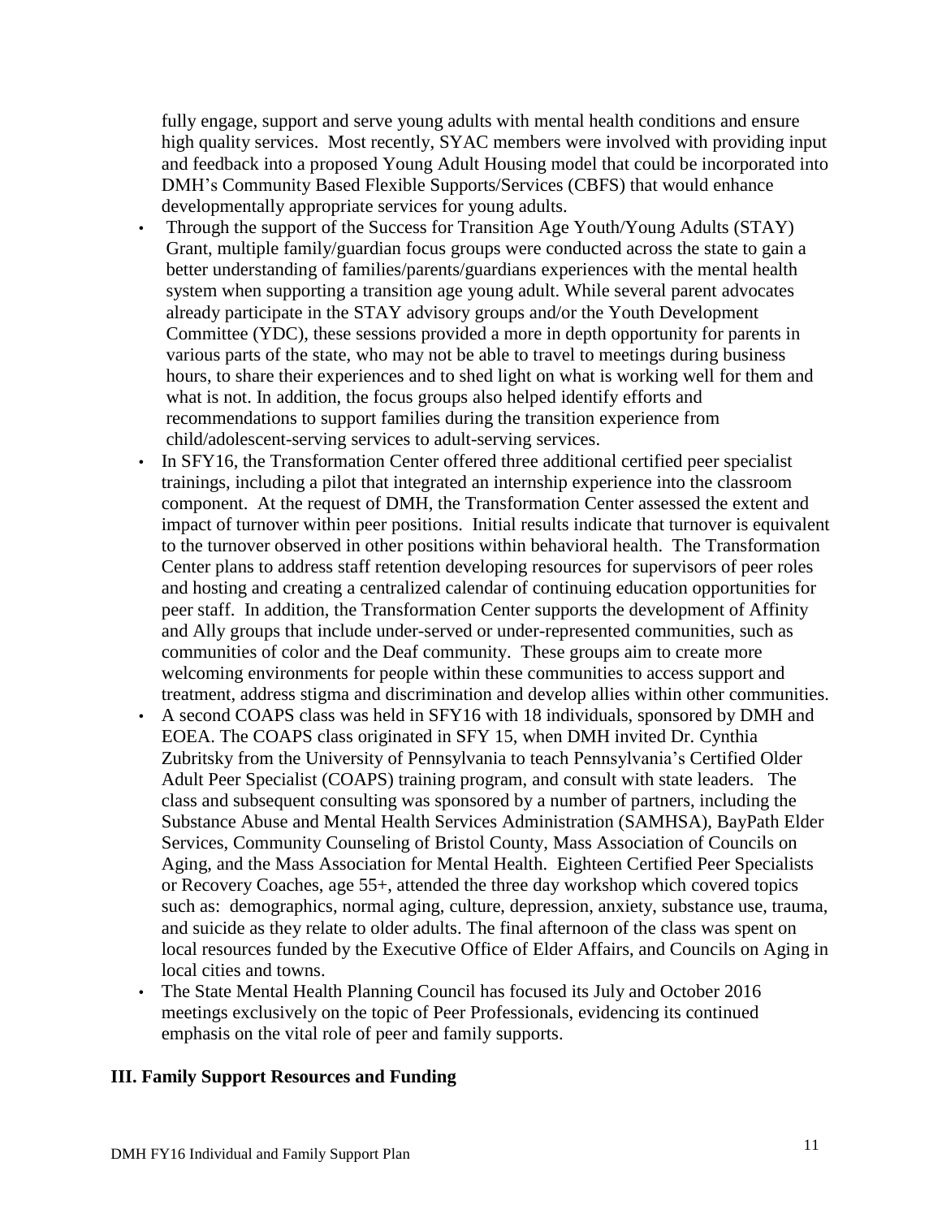fully engage, support and serve young adults with mental health conditions and ensure high quality services. Most recently, SYAC members were involved with providing input and feedback into a proposed Young Adult Housing model that could be incorporated into DMH's Community Based Flexible Supports/Services (CBFS) that would enhance developmentally appropriate services for young adults.

- Through the support of the Success for Transition Age Youth/Young Adults (STAY) Grant, multiple family/guardian focus groups were conducted across the state to gain a better understanding of families/parents/guardians experiences with the mental health system when supporting a transition age young adult. While several parent advocates already participate in the STAY advisory groups and/or the Youth Development Committee (YDC), these sessions provided a more in depth opportunity for parents in various parts of the state, who may not be able to travel to meetings during business hours, to share their experiences and to shed light on what is working well for them and what is not. In addition, the focus groups also helped identify efforts and recommendations to support families during the transition experience from child/adolescent-serving services to adult-serving services.
- In SFY16, the Transformation Center offered three additional certified peer specialist trainings, including a pilot that integrated an internship experience into the classroom component. At the request of DMH, the Transformation Center assessed the extent and impact of turnover within peer positions. Initial results indicate that turnover is equivalent to the turnover observed in other positions within behavioral health. The Transformation Center plans to address staff retention developing resources for supervisors of peer roles and hosting and creating a centralized calendar of continuing education opportunities for peer staff. In addition, the Transformation Center supports the development of Affinity and Ally groups that include under-served or under-represented communities, such as communities of color and the Deaf community. These groups aim to create more welcoming environments for people within these communities to access support and treatment, address stigma and discrimination and develop allies within other communities.
- A second COAPS class was held in SFY16 with 18 individuals, sponsored by DMH and EOEA. The COAPS class originated in SFY 15, when DMH invited Dr. Cynthia Zubritsky from the University of Pennsylvania to teach Pennsylvania's Certified Older Adult Peer Specialist (COAPS) training program, and consult with state leaders. The class and subsequent consulting was sponsored by a number of partners, including the Substance Abuse and Mental Health Services Administration (SAMHSA), BayPath Elder Services, Community Counseling of Bristol County, Mass Association of Councils on Aging, and the Mass Association for Mental Health. Eighteen Certified Peer Specialists or Recovery Coaches, age 55+, attended the three day workshop which covered topics such as: demographics, normal aging, culture, depression, anxiety, substance use, trauma, and suicide as they relate to older adults. The final afternoon of the class was spent on local resources funded by the Executive Office of Elder Affairs, and Councils on Aging in local cities and towns.
- The State Mental Health Planning Council has focused its July and October 2016 meetings exclusively on the topic of Peer Professionals, evidencing its continued emphasis on the vital role of peer and family supports.

## III. Family Support Resources and Funding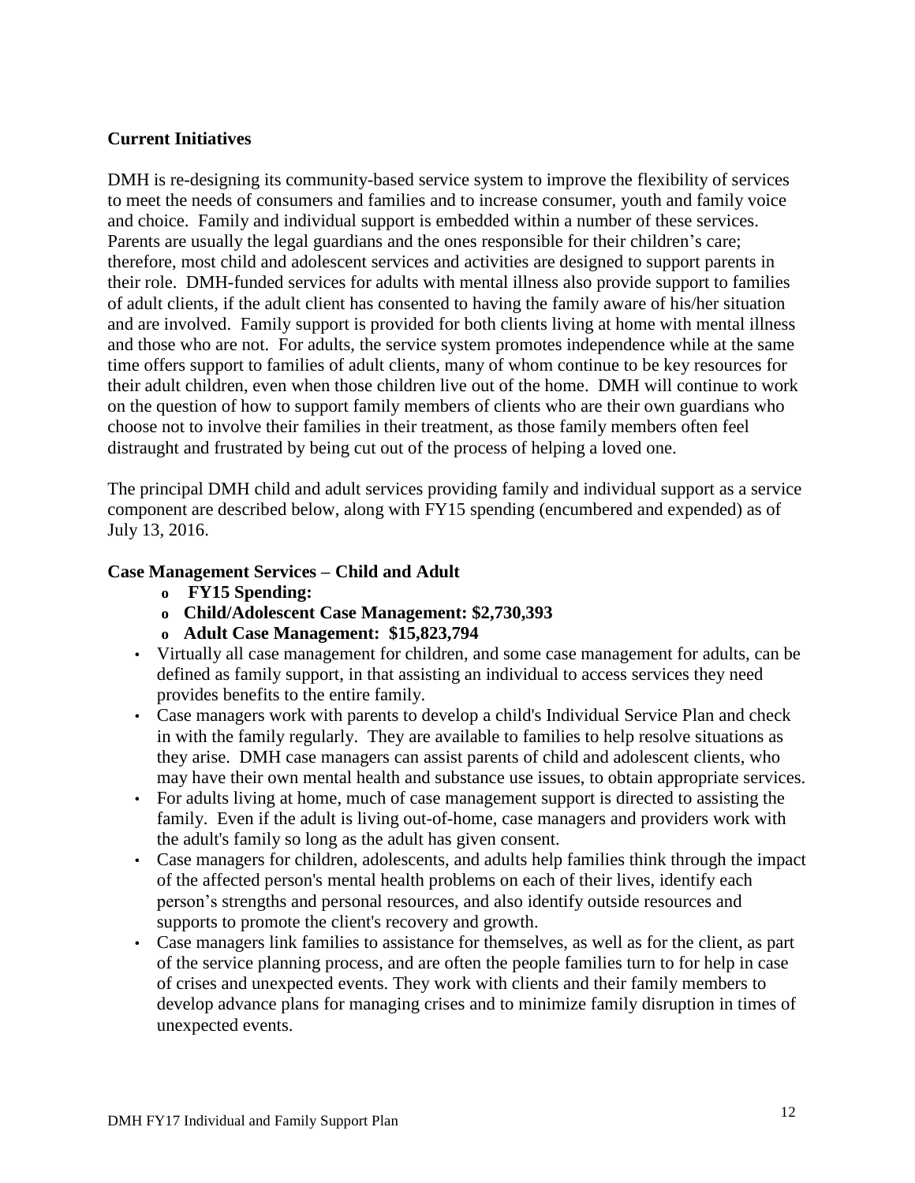**Current Initiatives**

DMH is re-designing its community-based service system to improve the flexibility of services to meet the needs of consumers and families and to increase consumer, youth and family voice and choice. Family and individual support is embedded within a number of these services. Parents are usually the legal guardians and the ones responsible for their children's care; therefore, most child and adolescent services and activities are designed to support parents in their role. DMH-funded services for adults with mental illness also provide support to families of adult clients, if the adult client has consented to having the family aware of his/her situation and are involved. Family support is provided for both clients living at home with mental illness and those who are not. For adults, the service system promotes independence while at the same time offers support to families of adult clients, many of whom continue to be key resources for their adult children, even when those children live out of the home. DMH will continue to work on the question of how to support family members of clients who are their own guardians who choose not to involve their families in their treatment, as those family members often feel distraught and frustrated by being cut out of the process of helping a loved one.

The principal DMH child and adult services providing family and individual support as a service component are described below, along with FY15 spending (encumbered and expended) as of July 13, 2016.

**Case Management Services – Child and Adult**

- **FY15 Spending:**
- **Child/Adolescent Case Management: $2,730,393**
- **Adult Case Management: $15,823,794**

- Virtually all case management for children, and some case management for adults, can be defined as family support, in that assisting an individual to access services they need provides benefits to the entire family.
- Case managers work with parents to develop a child's Individual Service Plan and check in with the family regularly. They are available to families to help resolve situations as they arise. DMH case managers can assist parents of child and adolescent clients, who may have their own mental health and substance use issues, to obtain appropriate services.
- For adults living at home, much of case management support is directed to assisting the family. Even if the adult is living out-of-home, case managers and providers work with the adult's family so long as the adult has given consent.
- Case managers for children, adolescents, and adults help families think through the impact of the affected person's mental health problems on each of their lives, identify each person's strengths and personal resources, and also identify outside resources and supports to promote the client's recovery and growth.
- Case managers link families to assistance for themselves, as well as for the client, as part of the service planning process, and are often the people families turn to for help in case of crises and unexpected events. They work with clients and their family members to develop advance plans for managing crises and to minimize family disruption in times of unexpected events.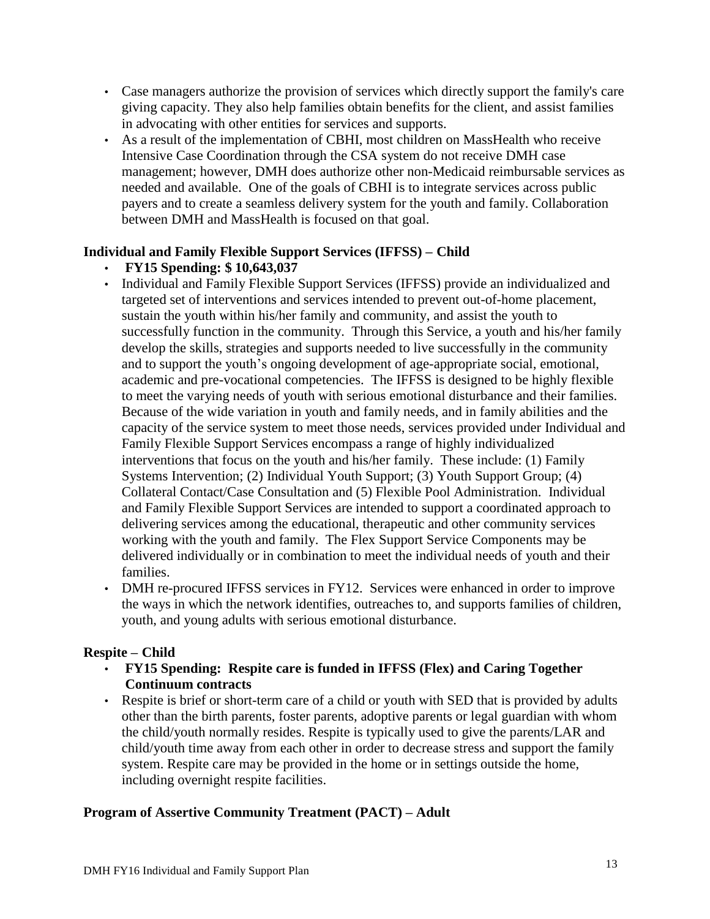- Case managers authorize the provision of services which directly support the family's care giving capacity. They also help families obtain benefits for the client, and assist families in advocating with other entities for services and supports.
- As a result of the implementation of CBHI, most children on MassHealth who receive Intensive Case Coordination through the CSA system do not receive DMH case management; however, DMH does authorize other non-Medicaid reimbursable services as needed and available. One of the goals of CBHI is to integrate services across public payers and to create a seamless delivery system for the youth and family. Collaboration between DMH and MassHealth is focused on that goal.

### Individual and Family Flexible Support Services (IFFSS) – Child

- **FY15 Spending: $ 10,643,037**
- Individual and Family Flexible Support Services (IFFSS) provide an individualized and targeted set of interventions and services intended to prevent out-of-home placement, sustain the youth within his/her family and community, and assist the youth to successfully function in the community. Through this Service, a youth and his/her family develop the skills, strategies and supports needed to live successfully in the community and to support the youth's ongoing development of age-appropriate social, emotional, academic and pre-vocational competencies. The IFFSS is designed to be highly flexible to meet the varying needs of youth with serious emotional disturbance and their families. Because of the wide variation in youth and family needs, and in family abilities and the capacity of the service system to meet those needs, services provided under Individual and Family Flexible Support Services encompass a range of highly individualized interventions that focus on the youth and his/her family. These include: (1) Family Systems Intervention; (2) Individual Youth Support; (3) Youth Support Group; (4) Collateral Contact/Case Consultation and (5) Flexible Pool Administration. Individual and Family Flexible Support Services are intended to support a coordinated approach to delivering services among the educational, therapeutic and other community services working with the youth and family. The Flex Support Service Components may be delivered individually or in combination to meet the individual needs of youth and their families.
- DMH re-procured IFFSS services in FY12. Services were enhanced in order to improve the ways in which the network identifies, outreaches to, and supports families of children, youth, and young adults with serious emotional disturbance.

### Respite – Child

- **FY15 Spending: Respite care is funded in IFFSS (Flex) and Caring Together Continuum contracts**
- Respite is brief or short-term care of a child or youth with SED that is provided by adults other than the birth parents, foster parents, adoptive parents or legal guardian with whom the child/youth normally resides. Respite is typically used to give the parents/LAR and child/youth time away from each other in order to decrease stress and support the family system. Respite care may be provided in the home or in settings outside the home, including overnight respite facilities.

### Program of Assertive Community Treatment (PACT) – Adult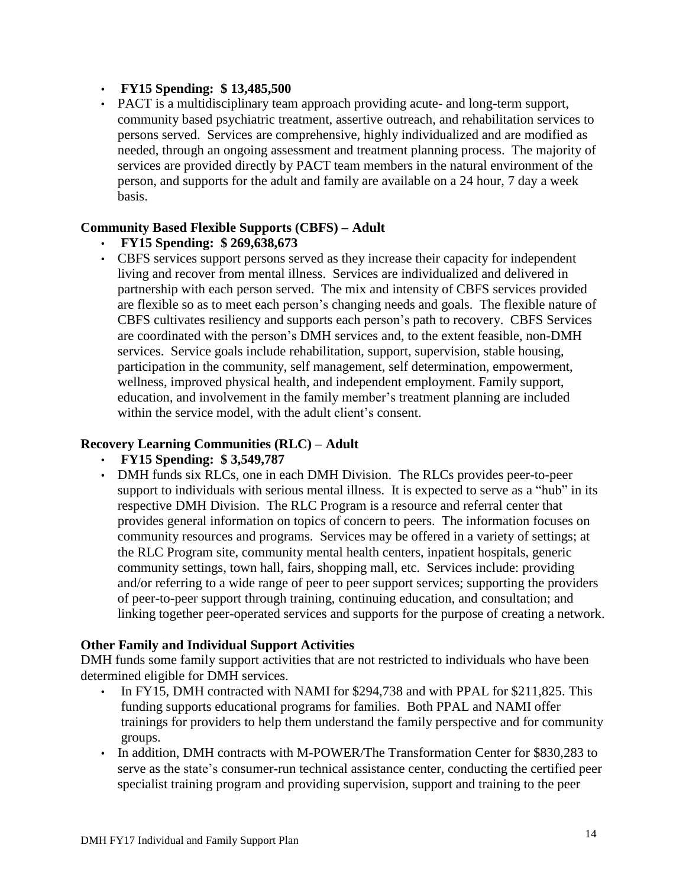- **FY15 Spending: $ 13,485,500**
- PACT is a multidisciplinary team approach providing acute- and long-term support, community based psychiatric treatment, assertive outreach, and rehabilitation services to persons served. Services are comprehensive, highly individualized and are modified as needed, through an ongoing assessment and treatment planning process. The majority of services are provided directly by PACT team members in the natural environment of the person, and supports for the adult and family are available on a 24 hour, 7 day a week basis.

**Community Based Flexible Supports (CBFS) – Adult**

- **FY15 Spending: $ 269,638,673**
- CBFS services support persons served as they increase their capacity for independent living and recover from mental illness. Services are individualized and delivered in partnership with each person served. The mix and intensity of CBFS services provided are flexible so as to meet each person's changing needs and goals. The flexible nature of CBFS cultivates resiliency and supports each person's path to recovery. CBFS Services are coordinated with the person's DMH services and, to the extent feasible, non-DMH services. Service goals include rehabilitation, support, supervision, stable housing, participation in the community, self management, self determination, empowerment, wellness, improved physical health, and independent employment. Family support, education, and involvement in the family member's treatment planning are included within the service model, with the adult client's consent.

**Recovery Learning Communities (RLC) – Adult**

- **FY15 Spending: $ 3,549,787**
- DMH funds six RLCs, one in each DMH Division. The RLCs provides peer-to-peer support to individuals with serious mental illness. It is expected to serve as a "hub" in its respective DMH Division. The RLC Program is a resource and referral center that provides general information on topics of concern to peers. The information focuses on community resources and programs. Services may be offered in a variety of settings; at the RLC Program site, community mental health centers, inpatient hospitals, generic community settings, town hall, fairs, shopping mall, etc. Services include: providing and/or referring to a wide range of peer to peer support services; supporting the providers of peer-to-peer support through training, continuing education, and consultation; and linking together peer-operated services and supports for the purpose of creating a network.

**Other Family and Individual Support Activities**

DMH funds some family support activities that are not restricted to individuals who have been determined eligible for DMH services.

- In FY15, DMH contracted with NAMI for $294,738 and with PPAL for $211,825. This funding supports educational programs for families. Both PPAL and NAMI offer trainings for providers to help them understand the family perspective and for community groups.
- In addition, DMH contracts with M-POWER/The Transformation Center for $830,283 to serve as the state's consumer-run technical assistance center, conducting the certified peer specialist training program and providing supervision, support and training to the peer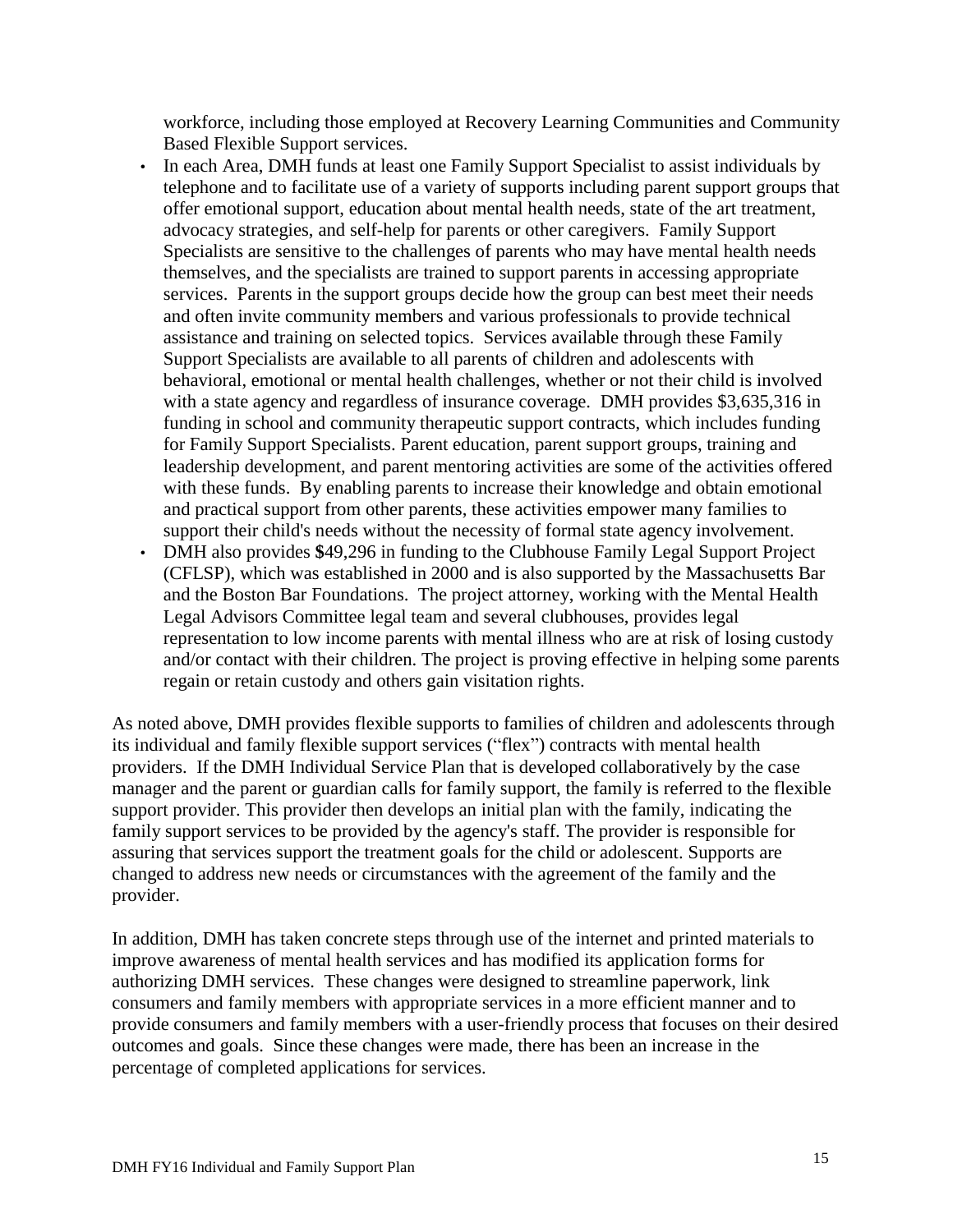workforce, including those employed at Recovery Learning Communities and Community Based Flexible Support services.

- In each Area, DMH funds at least one Family Support Specialist to assist individuals by telephone and to facilitate use of a variety of supports including parent support groups that offer emotional support, education about mental health needs, state of the art treatment, advocacy strategies, and self-help for parents or other caregivers. Family Support Specialists are sensitive to the challenges of parents who may have mental health needs themselves, and the specialists are trained to support parents in accessing appropriate services. Parents in the support groups decide how the group can best meet their needs and often invite community members and various professionals to provide technical assistance and training on selected topics. Services available through these Family Support Specialists are available to all parents of children and adolescents with behavioral, emotional or mental health challenges, whether or not their child is involved with a state agency and regardless of insurance coverage. DMH provides $3,635,316 in funding in school and community therapeutic support contracts, which includes funding for Family Support Specialists. Parent education, parent support groups, training and leadership development, and parent mentoring activities are some of the activities offered with these funds. By enabling parents to increase their knowledge and obtain emotional and practical support from other parents, these activities empower many families to support their child's needs without the necessity of formal state agency involvement.
- DMH also provides $49,296 in funding to the Clubhouse Family Legal Support Project (CFLSP), which was established in 2000 and is also supported by the Massachusetts Bar and the Boston Bar Foundations. The project attorney, working with the Mental Health Legal Advisors Committee legal team and several clubhouses, provides legal representation to low income parents with mental illness who are at risk of losing custody and/or contact with their children. The project is proving effective in helping some parents regain or retain custody and others gain visitation rights.

As noted above, DMH provides flexible supports to families of children and adolescents through its individual and family flexible support services ("flex") contracts with mental health providers. If the DMH Individual Service Plan that is developed collaboratively by the case manager and the parent or guardian calls for family support, the family is referred to the flexible support provider. This provider then develops an initial plan with the family, indicating the family support services to be provided by the agency's staff. The provider is responsible for assuring that services support the treatment goals for the child or adolescent. Supports are changed to address new needs or circumstances with the agreement of the family and the provider.

In addition, DMH has taken concrete steps through use of the internet and printed materials to improve awareness of mental health services and has modified its application forms for authorizing DMH services. These changes were designed to streamline paperwork, link consumers and family members with appropriate services in a more efficient manner and to provide consumers and family members with a user-friendly process that focuses on their desired outcomes and goals. Since these changes were made, there has been an increase in the percentage of completed applications for services.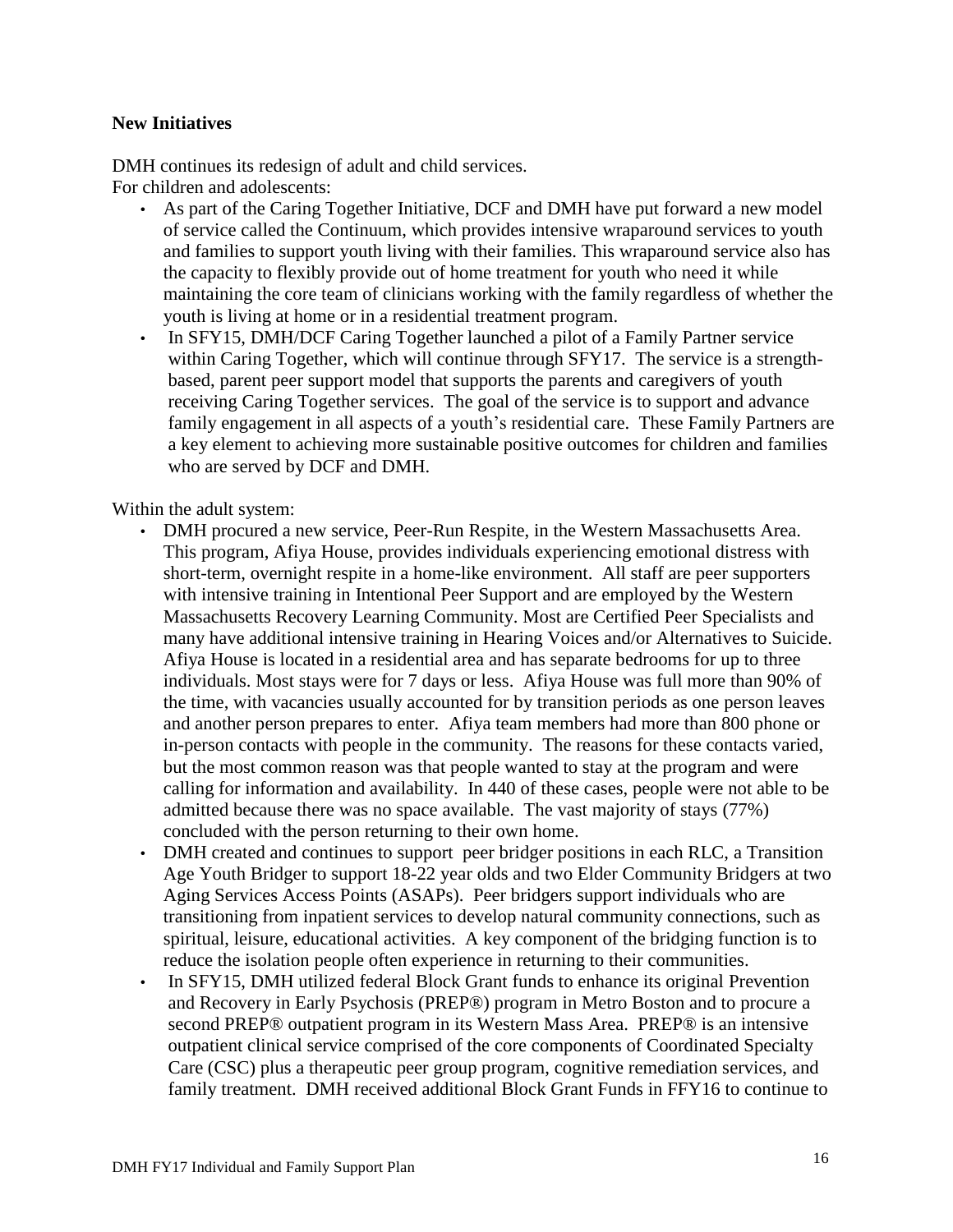### New Initiatives

DMH continues its redesign of adult and child services.
For children and adolescents:

- As part of the Caring Together Initiative, DCF and DMH have put forward a new model of service called the Continuum, which provides intensive wraparound services to youth and families to support youth living with their families. This wraparound service also has the capacity to flexibly provide out of home treatment for youth who need it while maintaining the core team of clinicians working with the family regardless of whether the youth is living at home or in a residential treatment program.
- In SFY15, DMH/DCF Caring Together launched a pilot of a Family Partner service within Caring Together, which will continue through SFY17. The service is a strength-based, parent peer support model that supports the parents and caregivers of youth receiving Caring Together services. The goal of the service is to support and advance family engagement in all aspects of a youth's residential care. These Family Partners are a key element to achieving more sustainable positive outcomes for children and families who are served by DCF and DMH.

Within the adult system:

- DMH procured a new service, Peer-Run Respite, in the Western Massachusetts Area. This program, Afiya House, provides individuals experiencing emotional distress with short-term, overnight respite in a home-like environment. All staff are peer supporters with intensive training in Intentional Peer Support and are employed by the Western Massachusetts Recovery Learning Community. Most are Certified Peer Specialists and many have additional intensive training in Hearing Voices and/or Alternatives to Suicide. Afiya House is located in a residential area and has separate bedrooms for up to three individuals. Most stays were for 7 days or less. Afiya House was full more than 90% of the time, with vacancies usually accounted for by transition periods as one person leaves and another person prepares to enter. Afiya team members had more than 800 phone or in-person contacts with people in the community. The reasons for these contacts varied, but the most common reason was that people wanted to stay at the program and were calling for information and availability. In 440 of these cases, people were not able to be admitted because there was no space available. The vast majority of stays (77%) concluded with the person returning to their own home.
- DMH created and continues to support peer bridger positions in each RLC, a Transition Age Youth Bridger to support 18-22 year olds and two Elder Community Bridgers at two Aging Services Access Points (ASAPs). Peer bridgers support individuals who are transitioning from inpatient services to develop natural community connections, such as spiritual, leisure, educational activities. A key component of the bridging function is to reduce the isolation people often experience in returning to their communities.
- In SFY15, DMH utilized federal Block Grant funds to enhance its original Prevention and Recovery in Early Psychosis (PREP®) program in Metro Boston and to procure a second PREP® outpatient program in its Western Mass Area. PREP® is an intensive outpatient clinical service comprised of the core components of Coordinated Specialty Care (CSC) plus a therapeutic peer group program, cognitive remediation services, and family treatment. DMH received additional Block Grant Funds in FFY16 to continue to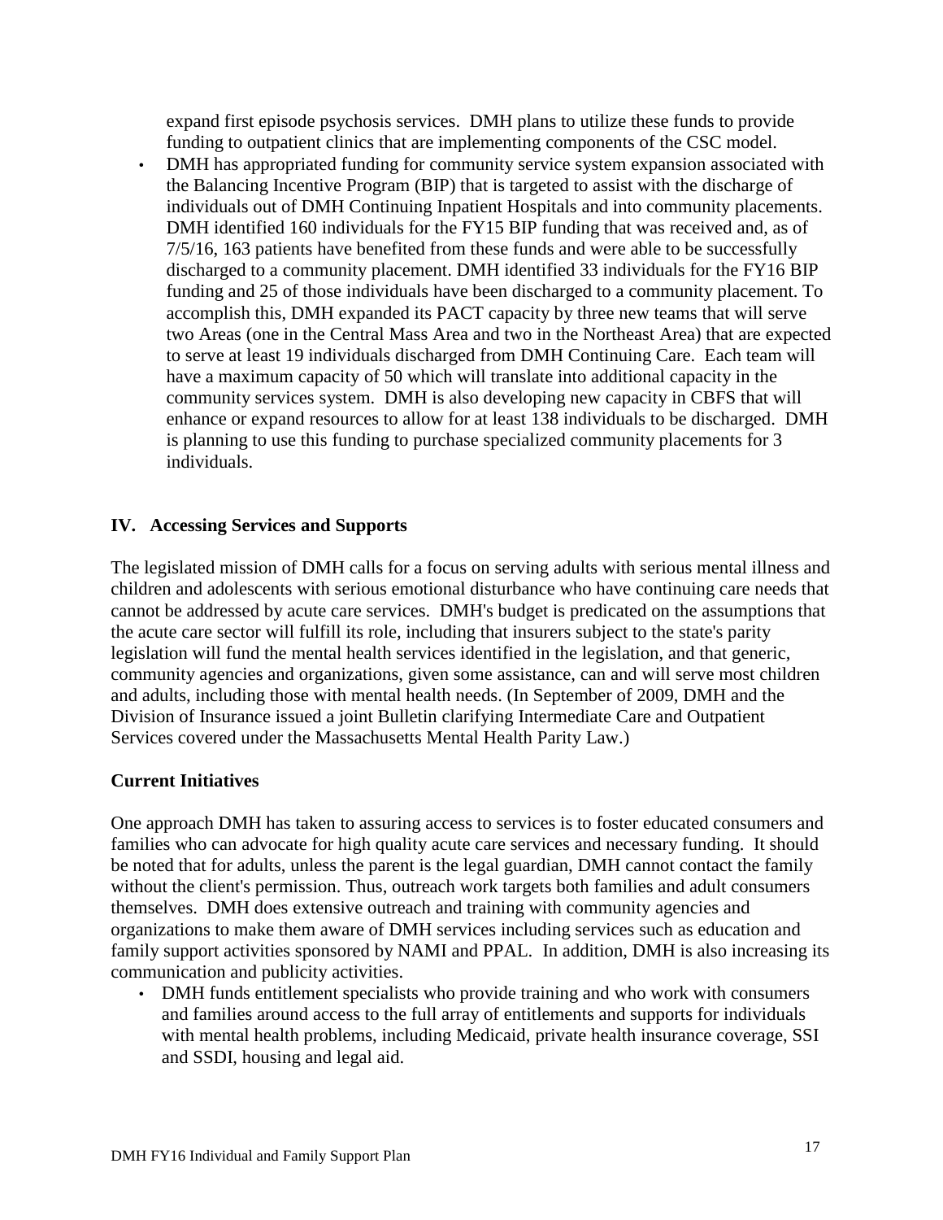expand first episode psychosis services. DMH plans to utilize these funds to provide funding to outpatient clinics that are implementing components of the CSC model.

- DMH has appropriated funding for community service system expansion associated with the Balancing Incentive Program (BIP) that is targeted to assist with the discharge of individuals out of DMH Continuing Inpatient Hospitals and into community placements. DMH identified 160 individuals for the FY15 BIP funding that was received and, as of 7/5/16, 163 patients have benefited from these funds and were able to be successfully discharged to a community placement. DMH identified 33 individuals for the FY16 BIP funding and 25 of those individuals have been discharged to a community placement. To accomplish this, DMH expanded its PACT capacity by three new teams that will serve two Areas (one in the Central Mass Area and two in the Northeast Area) that are expected to serve at least 19 individuals discharged from DMH Continuing Care. Each team will have a maximum capacity of 50 which will translate into additional capacity in the community services system. DMH is also developing new capacity in CBFS that will enhance or expand resources to allow for at least 138 individuals to be discharged. DMH is planning to use this funding to purchase specialized community placements for 3 individuals.

## IV. Accessing Services and Supports

The legislated mission of DMH calls for a focus on serving adults with serious mental illness and children and adolescents with serious emotional disturbance who have continuing care needs that cannot be addressed by acute care services. DMH's budget is predicated on the assumptions that the acute care sector will fulfill its role, including that insurers subject to the state's parity legislation will fund the mental health services identified in the legislation, and that generic, community agencies and organizations, given some assistance, can and will serve most children and adults, including those with mental health needs. (In September of 2009, DMH and the Division of Insurance issued a joint Bulletin clarifying Intermediate Care and Outpatient Services covered under the Massachusetts Mental Health Parity Law.)

### Current Initiatives

One approach DMH has taken to assuring access to services is to foster educated consumers and families who can advocate for high quality acute care services and necessary funding. It should be noted that for adults, unless the parent is the legal guardian, DMH cannot contact the family without the client's permission. Thus, outreach work targets both families and adult consumers themselves. DMH does extensive outreach and training with community agencies and organizations to make them aware of DMH services including services such as education and family support activities sponsored by NAMI and PPAL. In addition, DMH is also increasing its communication and publicity activities.

- DMH funds entitlement specialists who provide training and who work with consumers and families around access to the full array of entitlements and supports for individuals with mental health problems, including Medicaid, private health insurance coverage, SSI and SSDI, housing and legal aid.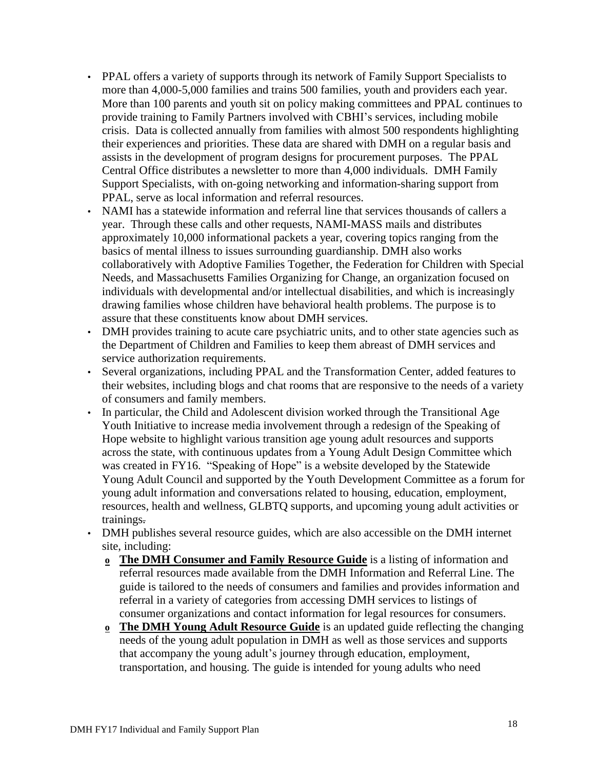- PPAL offers a variety of supports through its network of Family Support Specialists to more than 4,000-5,000 families and trains 500 families, youth and providers each year. More than 100 parents and youth sit on policy making committees and PPAL continues to provide training to Family Partners involved with CBHI's services, including mobile crisis. Data is collected annually from families with almost 500 respondents highlighting their experiences and priorities. These data are shared with DMH on a regular basis and assists in the development of program designs for procurement purposes. The PPAL Central Office distributes a newsletter to more than 4,000 individuals. DMH Family Support Specialists, with on-going networking and information-sharing support from PPAL, serve as local information and referral resources.
- NAMI has a statewide information and referral line that services thousands of callers a year. Through these calls and other requests, NAMI-MASS mails and distributes approximately 10,000 informational packets a year, covering topics ranging from the basics of mental illness to issues surrounding guardianship. DMH also works collaboratively with Adoptive Families Together, the Federation for Children with Special Needs, and Massachusetts Families Organizing for Change, an organization focused on individuals with developmental and/or intellectual disabilities, and which is increasingly drawing families whose children have behavioral health problems. The purpose is to assure that these constituents know about DMH services.
- DMH provides training to acute care psychiatric units, and to other state agencies such as the Department of Children and Families to keep them abreast of DMH services and service authorization requirements.
- Several organizations, including PPAL and the Transformation Center, added features to their websites, including blogs and chat rooms that are responsive to the needs of a variety of consumers and family members.
- In particular, the Child and Adolescent division worked through the Transitional Age Youth Initiative to increase media involvement through a redesign of the Speaking of Hope website to highlight various transition age young adult resources and supports across the state, with continuous updates from a Young Adult Design Committee which was created in FY16. "Speaking of Hope" is a website developed by the Statewide Young Adult Council and supported by the Youth Development Committee as a forum for young adult information and conversations related to housing, education, employment, resources, health and wellness, GLBTQ supports, and upcoming young adult activities or trainings.
- DMH publishes several resource guides, which are also accessible on the DMH internet site, including:
  - **The DMH Consumer and Family Resource Guide** is a listing of information and referral resources made available from the DMH Information and Referral Line. The guide is tailored to the needs of consumers and families and provides information and referral in a variety of categories from accessing DMH services to listings of consumer organizations and contact information for legal resources for consumers.
  - **The DMH Young Adult Resource Guide** is an updated guide reflecting the changing needs of the young adult population in DMH as well as those services and supports that accompany the young adult's journey through education, employment, transportation, and housing. The guide is intended for young adults who need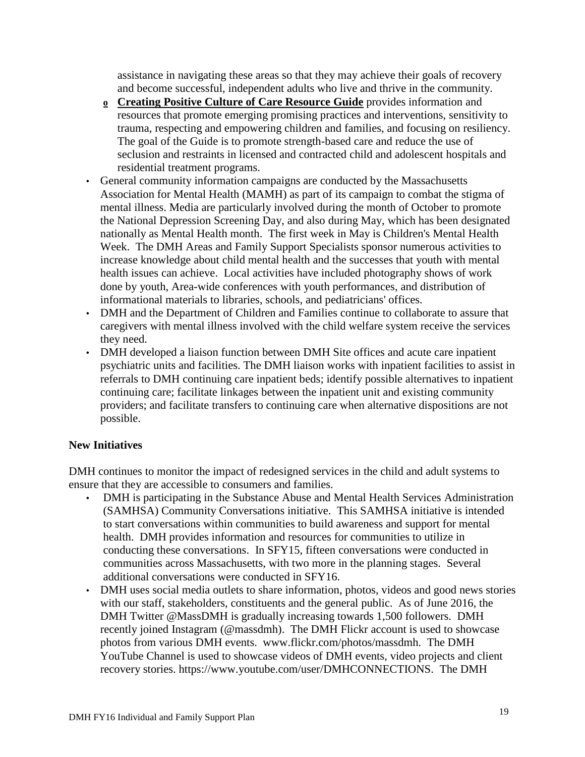assistance in navigating these areas so that they may achieve their goals of recovery and become successful, independent adults who live and thrive in the community.

- **Creating Positive Culture of Care Resource Guide** provides information and resources that promote emerging promising practices and interventions, sensitivity to trauma, respecting and empowering children and families, and focusing on resiliency. The goal of the Guide is to promote strength-based care and reduce the use of seclusion and restraints in licensed and contracted child and adolescent hospitals and residential treatment programs.

- General community information campaigns are conducted by the Massachusetts Association for Mental Health (MAMH) as part of its campaign to combat the stigma of mental illness. Media are particularly involved during the month of October to promote the National Depression Screening Day, and also during May, which has been designated nationally as Mental Health month. The first week in May is Children's Mental Health Week. The DMH Areas and Family Support Specialists sponsor numerous activities to increase knowledge about child mental health and the successes that youth with mental health issues can achieve. Local activities have included photography shows of work done by youth, Area-wide conferences with youth performances, and distribution of informational materials to libraries, schools, and pediatricians' offices.
- DMH and the Department of Children and Families continue to collaborate to assure that caregivers with mental illness involved with the child welfare system receive the services they need.
- DMH developed a liaison function between DMH Site offices and acute care inpatient psychiatric units and facilities. The DMH liaison works with inpatient facilities to assist in referrals to DMH continuing care inpatient beds; identify possible alternatives to inpatient continuing care; facilitate linkages between the inpatient unit and existing community providers; and facilitate transfers to continuing care when alternative dispositions are not possible.

**New Initiatives**

DMH continues to monitor the impact of redesigned services in the child and adult systems to ensure that they are accessible to consumers and families.

- DMH is participating in the Substance Abuse and Mental Health Services Administration (SAMHSA) Community Conversations initiative. This SAMHSA initiative is intended to start conversations within communities to build awareness and support for mental health. DMH provides information and resources for communities to utilize in conducting these conversations. In SFY15, fifteen conversations were conducted in communities across Massachusetts, with two more in the planning stages. Several additional conversations were conducted in SFY16.
- DMH uses social media outlets to share information, photos, videos and good news stories with our staff, stakeholders, constituents and the general public. As of June 2016, the DMH Twitter @MassDMH is gradually increasing towards 1,500 followers. DMH recently joined Instagram (@massdmh). The DMH Flickr account is used to showcase photos from various DMH events. www.flickr.com/photos/massdmh. The DMH YouTube Channel is used to showcase videos of DMH events, video projects and client recovery stories. https://www.youtube.com/user/DMHCONNECTIONS. The DMH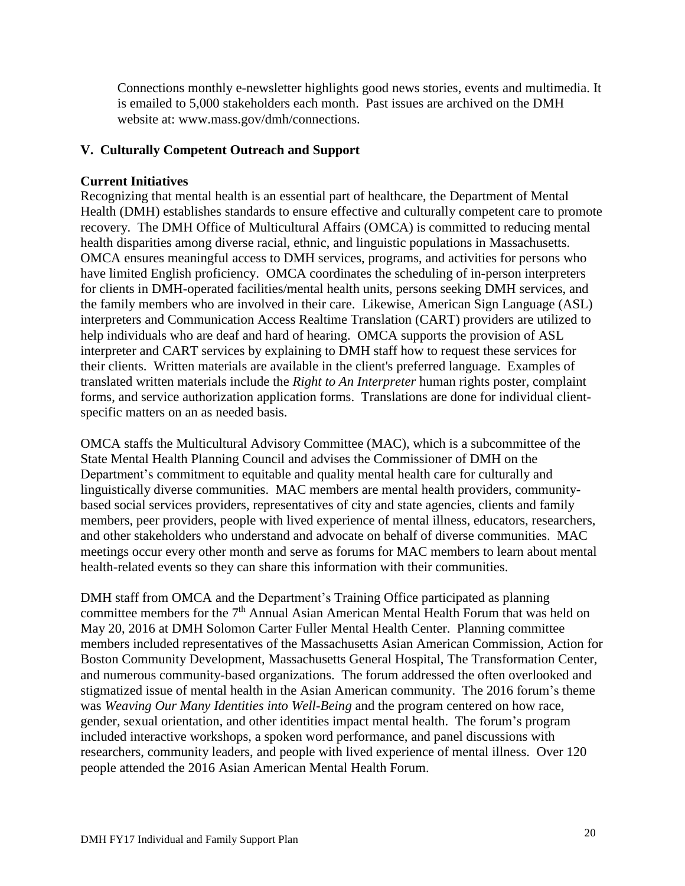Connections monthly e-newsletter highlights good news stories, events and multimedia. It is emailed to 5,000 stakeholders each month. Past issues are archived on the DMH website at: www.mass.gov/dmh/connections.

## V. Culturally Competent Outreach and Support

### Current Initiatives

Recognizing that mental health is an essential part of healthcare, the Department of Mental Health (DMH) establishes standards to ensure effective and culturally competent care to promote recovery. The DMH Office of Multicultural Affairs (OMCA) is committed to reducing mental health disparities among diverse racial, ethnic, and linguistic populations in Massachusetts. OMCA ensures meaningful access to DMH services, programs, and activities for persons who have limited English proficiency. OMCA coordinates the scheduling of in-person interpreters for clients in DMH-operated facilities/mental health units, persons seeking DMH services, and the family members who are involved in their care. Likewise, American Sign Language (ASL) interpreters and Communication Access Realtime Translation (CART) providers are utilized to help individuals who are deaf and hard of hearing. OMCA supports the provision of ASL interpreter and CART services by explaining to DMH staff how to request these services for their clients. Written materials are available in the client's preferred language. Examples of translated written materials include the *Right to An Interpreter* human rights poster, complaint forms, and service authorization application forms. Translations are done for individual client-specific matters on an as needed basis.

OMCA staffs the Multicultural Advisory Committee (MAC), which is a subcommittee of the State Mental Health Planning Council and advises the Commissioner of DMH on the Department's commitment to equitable and quality mental health care for culturally and linguistically diverse communities. MAC members are mental health providers, community-based social services providers, representatives of city and state agencies, clients and family members, peer providers, people with lived experience of mental illness, educators, researchers, and other stakeholders who understand and advocate on behalf of diverse communities. MAC meetings occur every other month and serve as forums for MAC members to learn about mental health-related events so they can share this information with their communities.

DMH staff from OMCA and the Department's Training Office participated as planning committee members for the 7th Annual Asian American Mental Health Forum that was held on May 20, 2016 at DMH Solomon Carter Fuller Mental Health Center. Planning committee members included representatives of the Massachusetts Asian American Commission, Action for Boston Community Development, Massachusetts General Hospital, The Transformation Center, and numerous community-based organizations. The forum addressed the often overlooked and stigmatized issue of mental health in the Asian American community. The 2016 forum's theme was *Weaving Our Many Identities into Well-Being* and the program centered on how race, gender, sexual orientation, and other identities impact mental health. The forum's program included interactive workshops, a spoken word performance, and panel discussions with researchers, community leaders, and people with lived experience of mental illness. Over 120 people attended the 2016 Asian American Mental Health Forum.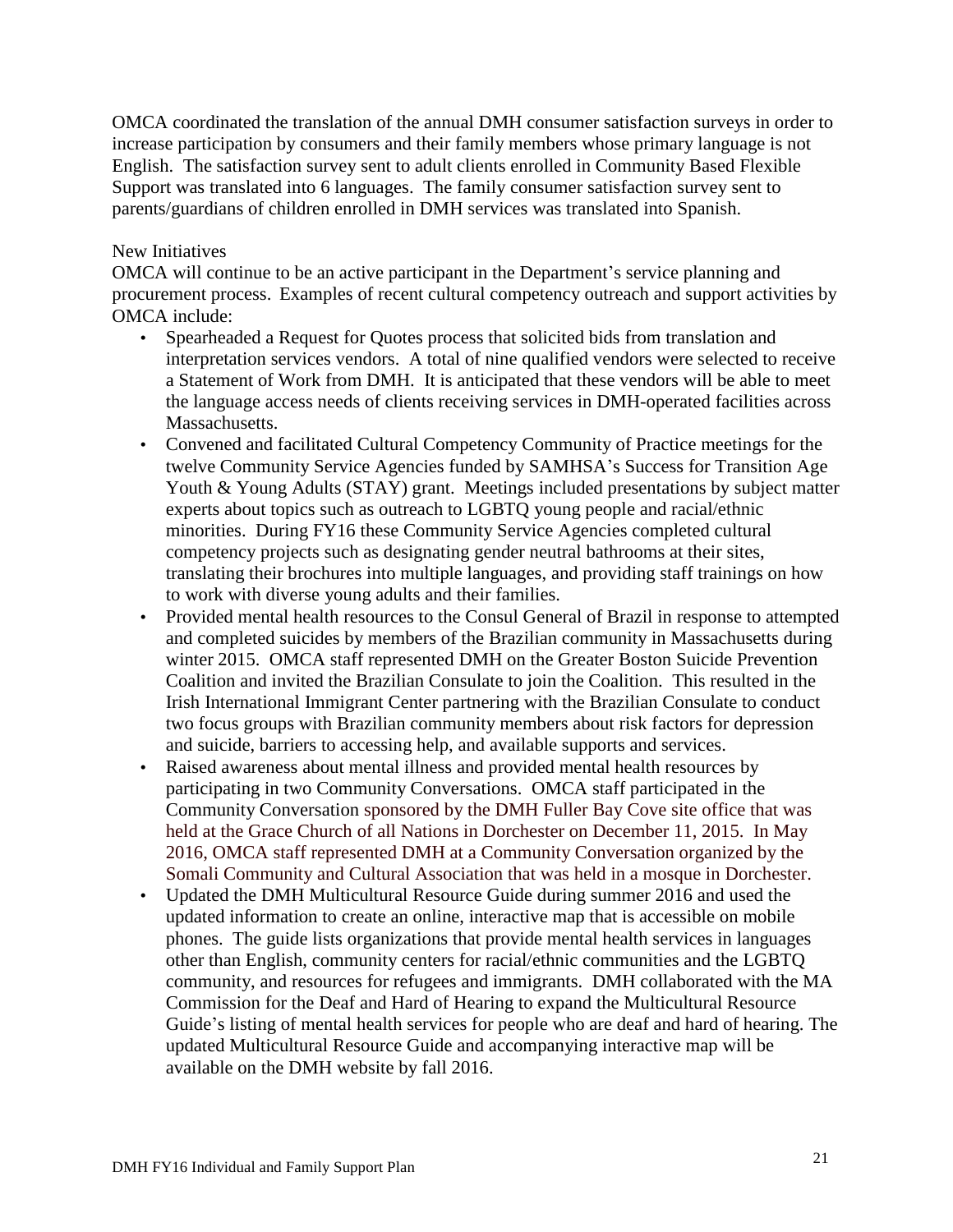OMCA coordinated the translation of the annual DMH consumer satisfaction surveys in order to increase participation by consumers and their family members whose primary language is not English. The satisfaction survey sent to adult clients enrolled in Community Based Flexible Support was translated into 6 languages. The family consumer satisfaction survey sent to parents/guardians of children enrolled in DMH services was translated into Spanish.

New Initiatives

OMCA will continue to be an active participant in the Department's service planning and procurement process. Examples of recent cultural competency outreach and support activities by OMCA include:

- Spearheaded a Request for Quotes process that solicited bids from translation and interpretation services vendors. A total of nine qualified vendors were selected to receive a Statement of Work from DMH. It is anticipated that these vendors will be able to meet the language access needs of clients receiving services in DMH-operated facilities across Massachusetts.
- Convened and facilitated Cultural Competency Community of Practice meetings for the twelve Community Service Agencies funded by SAMHSA's Success for Transition Age Youth & Young Adults (STAY) grant. Meetings included presentations by subject matter experts about topics such as outreach to LGBTQ young people and racial/ethnic minorities. During FY16 these Community Service Agencies completed cultural competency projects such as designating gender neutral bathrooms at their sites, translating their brochures into multiple languages, and providing staff trainings on how to work with diverse young adults and their families.
- Provided mental health resources to the Consul General of Brazil in response to attempted and completed suicides by members of the Brazilian community in Massachusetts during winter 2015. OMCA staff represented DMH on the Greater Boston Suicide Prevention Coalition and invited the Brazilian Consulate to join the Coalition. This resulted in the Irish International Immigrant Center partnering with the Brazilian Consulate to conduct two focus groups with Brazilian community members about risk factors for depression and suicide, barriers to accessing help, and available supports and services.
- Raised awareness about mental illness and provided mental health resources by participating in two Community Conversations. OMCA staff participated in the Community Conversation sponsored by the DMH Fuller Bay Cove site office that was held at the Grace Church of all Nations in Dorchester on December 11, 2015. In May 2016, OMCA staff represented DMH at a Community Conversation organized by the Somali Community and Cultural Association that was held in a mosque in Dorchester.
- Updated the DMH Multicultural Resource Guide during summer 2016 and used the updated information to create an online, interactive map that is accessible on mobile phones. The guide lists organizations that provide mental health services in languages other than English, community centers for racial/ethnic communities and the LGBTQ community, and resources for refugees and immigrants. DMH collaborated with the MA Commission for the Deaf and Hard of Hearing to expand the Multicultural Resource Guide's listing of mental health services for people who are deaf and hard of hearing. The updated Multicultural Resource Guide and accompanying interactive map will be available on the DMH website by fall 2016.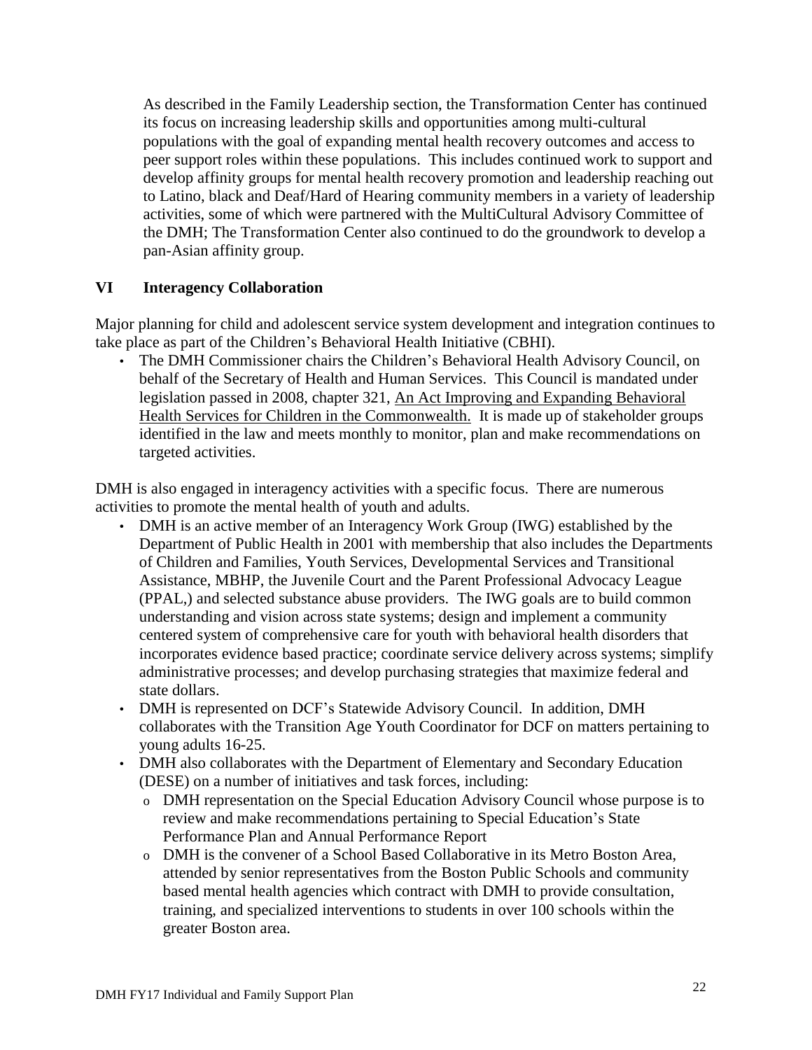As described in the Family Leadership section, the Transformation Center has continued its focus on increasing leadership skills and opportunities among multi-cultural populations with the goal of expanding mental health recovery outcomes and access to peer support roles within these populations. This includes continued work to support and develop affinity groups for mental health recovery promotion and leadership reaching out to Latino, black and Deaf/Hard of Hearing community members in a variety of leadership activities, some of which were partnered with the MultiCultural Advisory Committee of the DMH; The Transformation Center also continued to do the groundwork to develop a pan-Asian affinity group.

## VI Interagency Collaboration

Major planning for child and adolescent service system development and integration continues to take place as part of the Children's Behavioral Health Initiative (CBHI).

- The DMH Commissioner chairs the Children's Behavioral Health Advisory Council, on behalf of the Secretary of Health and Human Services. This Council is mandated under legislation passed in 2008, chapter 321, An Act Improving and Expanding Behavioral Health Services for Children in the Commonwealth. It is made up of stakeholder groups identified in the law and meets monthly to monitor, plan and make recommendations on targeted activities.

DMH is also engaged in interagency activities with a specific focus. There are numerous activities to promote the mental health of youth and adults.

- DMH is an active member of an Interagency Work Group (IWG) established by the Department of Public Health in 2001 with membership that also includes the Departments of Children and Families, Youth Services, Developmental Services and Transitional Assistance, MBHP, the Juvenile Court and the Parent Professional Advocacy League (PPAL,) and selected substance abuse providers. The IWG goals are to build common understanding and vision across state systems; design and implement a community centered system of comprehensive care for youth with behavioral health disorders that incorporates evidence based practice; coordinate service delivery across systems; simplify administrative processes; and develop purchasing strategies that maximize federal and state dollars.
- DMH is represented on DCF's Statewide Advisory Council. In addition, DMH collaborates with the Transition Age Youth Coordinator for DCF on matters pertaining to young adults 16-25.
- DMH also collaborates with the Department of Elementary and Secondary Education (DESE) on a number of initiatives and task forces, including:
  - DMH representation on the Special Education Advisory Council whose purpose is to review and make recommendations pertaining to Special Education's State Performance Plan and Annual Performance Report
  - DMH is the convener of a School Based Collaborative in its Metro Boston Area, attended by senior representatives from the Boston Public Schools and community based mental health agencies which contract with DMH to provide consultation, training, and specialized interventions to students in over 100 schools within the greater Boston area.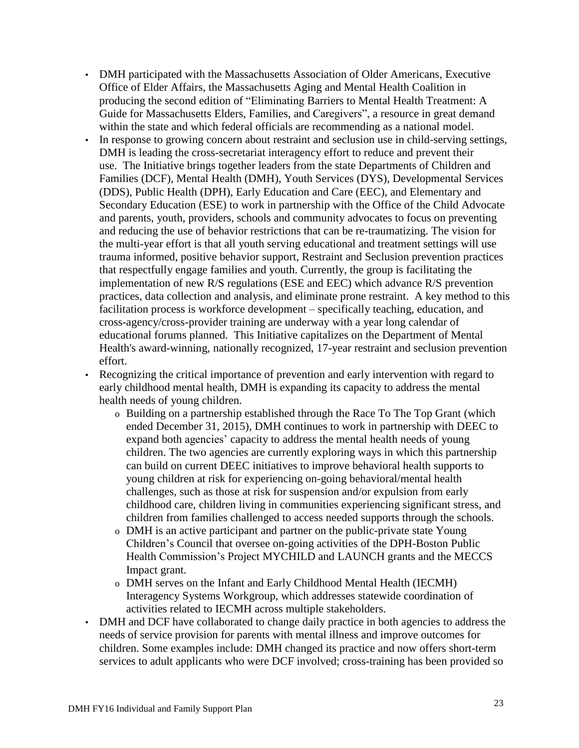- DMH participated with the Massachusetts Association of Older Americans, Executive Office of Elder Affairs, the Massachusetts Aging and Mental Health Coalition in producing the second edition of "Eliminating Barriers to Mental Health Treatment: A Guide for Massachusetts Elders, Families, and Caregivers", a resource in great demand within the state and which federal officials are recommending as a national model.
- In response to growing concern about restraint and seclusion use in child-serving settings, DMH is leading the cross-secretariat interagency effort to reduce and prevent their use. The Initiative brings together leaders from the state Departments of Children and Families (DCF), Mental Health (DMH), Youth Services (DYS), Developmental Services (DDS), Public Health (DPH), Early Education and Care (EEC), and Elementary and Secondary Education (ESE) to work in partnership with the Office of the Child Advocate and parents, youth, providers, schools and community advocates to focus on preventing and reducing the use of behavior restrictions that can be re-traumatizing. The vision for the multi-year effort is that all youth serving educational and treatment settings will use trauma informed, positive behavior support, Restraint and Seclusion prevention practices that respectfully engage families and youth. Currently, the group is facilitating the implementation of new R/S regulations (ESE and EEC) which advance R/S prevention practices, data collection and analysis, and eliminate prone restraint. A key method to this facilitation process is workforce development – specifically teaching, education, and cross-agency/cross-provider training are underway with a year long calendar of educational forums planned. This Initiative capitalizes on the Department of Mental Health's award-winning, nationally recognized, 17-year restraint and seclusion prevention effort.
- Recognizing the critical importance of prevention and early intervention with regard to early childhood mental health, DMH is expanding its capacity to address the mental health needs of young children.
  - Building on a partnership established through the Race To The Top Grant (which ended December 31, 2015), DMH continues to work in partnership with DEEC to expand both agencies' capacity to address the mental health needs of young children. The two agencies are currently exploring ways in which this partnership can build on current DEEC initiatives to improve behavioral health supports to young children at risk for experiencing on-going behavioral/mental health challenges, such as those at risk for suspension and/or expulsion from early childhood care, children living in communities experiencing significant stress, and children from families challenged to access needed supports through the schools.
  - DMH is an active participant and partner on the public-private state Young Children's Council that oversee on-going activities of the DPH-Boston Public Health Commission's Project MYCHILD and LAUNCH grants and the MECCS Impact grant.
  - DMH serves on the Infant and Early Childhood Mental Health (IECMH) Interagency Systems Workgroup, which addresses statewide coordination of activities related to IECMH across multiple stakeholders.
- DMH and DCF have collaborated to change daily practice in both agencies to address the needs of service provision for parents with mental illness and improve outcomes for children. Some examples include: DMH changed its practice and now offers short-term services to adult applicants who were DCF involved; cross-training has been provided so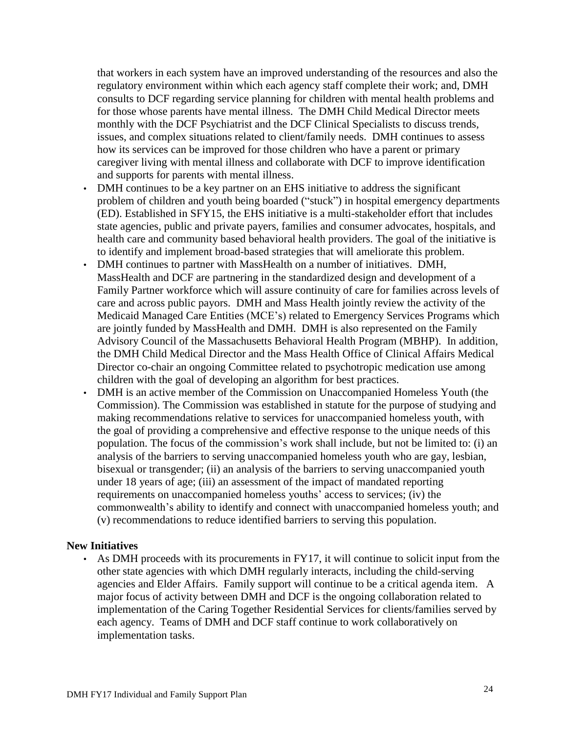that workers in each system have an improved understanding of the resources and also the regulatory environment within which each agency staff complete their work; and, DMH consults to DCF regarding service planning for children with mental health problems and for those whose parents have mental illness. The DMH Child Medical Director meets monthly with the DCF Psychiatrist and the DCF Clinical Specialists to discuss trends, issues, and complex situations related to client/family needs. DMH continues to assess how its services can be improved for those children who have a parent or primary caregiver living with mental illness and collaborate with DCF to improve identification and supports for parents with mental illness.

- DMH continues to be a key partner on an EHS initiative to address the significant problem of children and youth being boarded ("stuck") in hospital emergency departments (ED). Established in SFY15, the EHS initiative is a multi-stakeholder effort that includes state agencies, public and private payers, families and consumer advocates, hospitals, and health care and community based behavioral health providers. The goal of the initiative is to identify and implement broad-based strategies that will ameliorate this problem.
- DMH continues to partner with MassHealth on a number of initiatives. DMH, MassHealth and DCF are partnering in the standardized design and development of a Family Partner workforce which will assure continuity of care for families across levels of care and across public payors. DMH and Mass Health jointly review the activity of the Medicaid Managed Care Entities (MCE's) related to Emergency Services Programs which are jointly funded by MassHealth and DMH. DMH is also represented on the Family Advisory Council of the Massachusetts Behavioral Health Program (MBHP). In addition, the DMH Child Medical Director and the Mass Health Office of Clinical Affairs Medical Director co-chair an ongoing Committee related to psychotropic medication use among children with the goal of developing an algorithm for best practices.
- DMH is an active member of the Commission on Unaccompanied Homeless Youth (the Commission). The Commission was established in statute for the purpose of studying and making recommendations relative to services for unaccompanied homeless youth, with the goal of providing a comprehensive and effective response to the unique needs of this population. The focus of the commission's work shall include, but not be limited to: (i) an analysis of the barriers to serving unaccompanied homeless youth who are gay, lesbian, bisexual or transgender; (ii) an analysis of the barriers to serving unaccompanied youth under 18 years of age; (iii) an assessment of the impact of mandated reporting requirements on unaccompanied homeless youths' access to services; (iv) the commonwealth's ability to identify and connect with unaccompanied homeless youth; and (v) recommendations to reduce identified barriers to serving this population.

**New Initiatives**

- As DMH proceeds with its procurements in FY17, it will continue to solicit input from the other state agencies with which DMH regularly interacts, including the child-serving agencies and Elder Affairs. Family support will continue to be a critical agenda item. A major focus of activity between DMH and DCF is the ongoing collaboration related to implementation of the Caring Together Residential Services for clients/families served by each agency. Teams of DMH and DCF staff continue to work collaboratively on implementation tasks.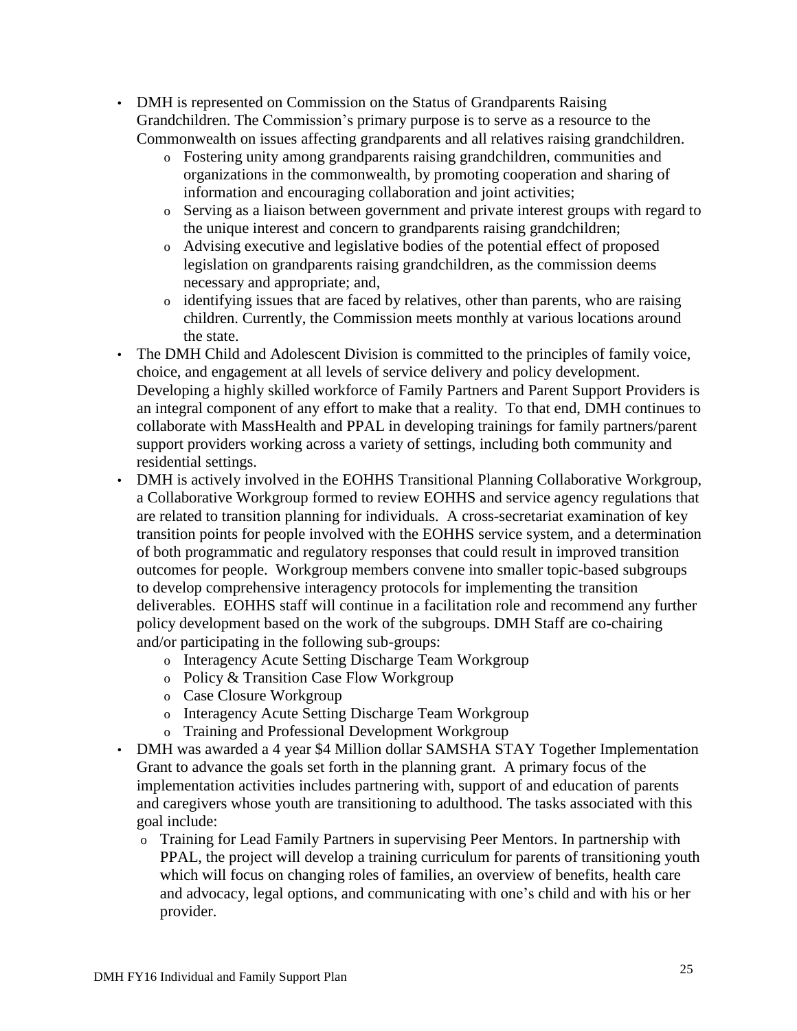- DMH is represented on Commission on the Status of Grandparents Raising Grandchildren. The Commission's primary purpose is to serve as a resource to the Commonwealth on issues affecting grandparents and all relatives raising grandchildren.
    - Fostering unity among grandparents raising grandchildren, communities and organizations in the commonwealth, by promoting cooperation and sharing of information and encouraging collaboration and joint activities;
    - Serving as a liaison between government and private interest groups with regard to the unique interest and concern to grandparents raising grandchildren;
    - Advising executive and legislative bodies of the potential effect of proposed legislation on grandparents raising grandchildren, as the commission deems necessary and appropriate; and,
    - identifying issues that are faced by relatives, other than parents, who are raising children. Currently, the Commission meets monthly at various locations around the state.
- The DMH Child and Adolescent Division is committed to the principles of family voice, choice, and engagement at all levels of service delivery and policy development. Developing a highly skilled workforce of Family Partners and Parent Support Providers is an integral component of any effort to make that a reality. To that end, DMH continues to collaborate with MassHealth and PPAL in developing trainings for family partners/parent support providers working across a variety of settings, including both community and residential settings.
- DMH is actively involved in the EOHHS Transitional Planning Collaborative Workgroup, a Collaborative Workgroup formed to review EOHHS and service agency regulations that are related to transition planning for individuals. A cross-secretariat examination of key transition points for people involved with the EOHHS service system, and a determination of both programmatic and regulatory responses that could result in improved transition outcomes for people. Workgroup members convene into smaller topic-based subgroups to develop comprehensive interagency protocols for implementing the transition deliverables. EOHHS staff will continue in a facilitation role and recommend any further policy development based on the work of the subgroups. DMH Staff are co-chairing and/or participating in the following sub-groups:
    - Interagency Acute Setting Discharge Team Workgroup
    - Policy & Transition Case Flow Workgroup
    - Case Closure Workgroup
    - Interagency Acute Setting Discharge Team Workgroup
    - Training and Professional Development Workgroup
- DMH was awarded a 4 year $4 Million dollar SAMSHA STAY Together Implementation Grant to advance the goals set forth in the planning grant. A primary focus of the implementation activities includes partnering with, support of and education of parents and caregivers whose youth are transitioning to adulthood. The tasks associated with this goal include:
    - Training for Lead Family Partners in supervising Peer Mentors. In partnership with PPAL, the project will develop a training curriculum for parents of transitioning youth which will focus on changing roles of families, an overview of benefits, health care and advocacy, legal options, and communicating with one's child and with his or her provider.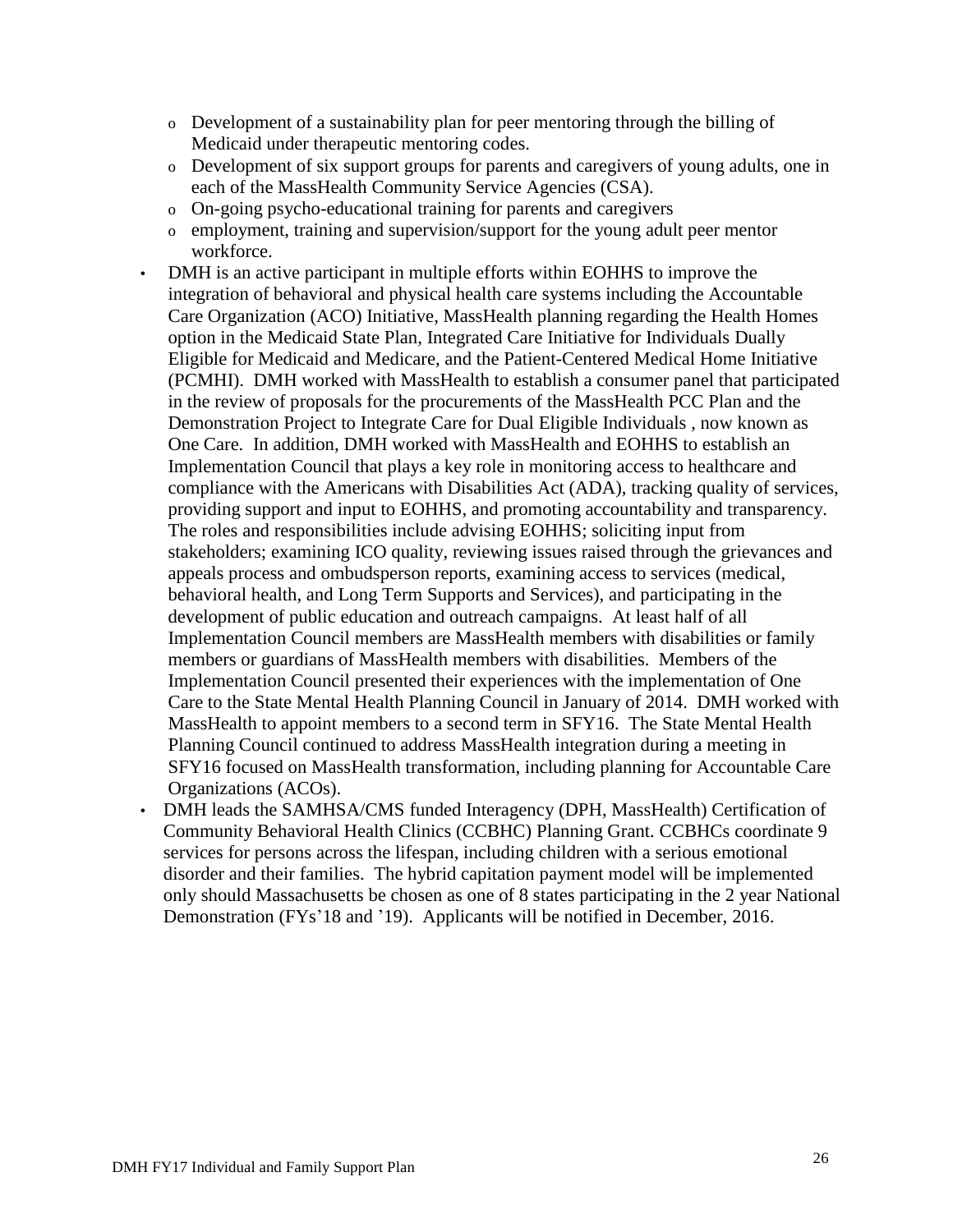- Development of a sustainability plan for peer mentoring through the billing of Medicaid under therapeutic mentoring codes.
  - Development of six support groups for parents and caregivers of young adults, one in each of the MassHealth Community Service Agencies (CSA).
  - On-going psycho-educational training for parents and caregivers
  - employment, training and supervision/support for the young adult peer mentor workforce.
- DMH is an active participant in multiple efforts within EOHHS to improve the integration of behavioral and physical health care systems including the Accountable Care Organization (ACO) Initiative, MassHealth planning regarding the Health Homes option in the Medicaid State Plan, Integrated Care Initiative for Individuals Dually Eligible for Medicaid and Medicare, and the Patient-Centered Medical Home Initiative (PCMHI). DMH worked with MassHealth to establish a consumer panel that participated in the review of proposals for the procurements of the MassHealth PCC Plan and the Demonstration Project to Integrate Care for Dual Eligible Individuals , now known as One Care. In addition, DMH worked with MassHealth and EOHHS to establish an Implementation Council that plays a key role in monitoring access to healthcare and compliance with the Americans with Disabilities Act (ADA), tracking quality of services, providing support and input to EOHHS, and promoting accountability and transparency. The roles and responsibilities include advising EOHHS; soliciting input from stakeholders; examining ICO quality, reviewing issues raised through the grievances and appeals process and ombudsperson reports, examining access to services (medical, behavioral health, and Long Term Supports and Services), and participating in the development of public education and outreach campaigns. At least half of all Implementation Council members are MassHealth members with disabilities or family members or guardians of MassHealth members with disabilities. Members of the Implementation Council presented their experiences with the implementation of One Care to the State Mental Health Planning Council in January of 2014. DMH worked with MassHealth to appoint members to a second term in SFY16. The State Mental Health Planning Council continued to address MassHealth integration during a meeting in SFY16 focused on MassHealth transformation, including planning for Accountable Care Organizations (ACOs).
- DMH leads the SAMHSA/CMS funded Interagency (DPH, MassHealth) Certification of Community Behavioral Health Clinics (CCBHC) Planning Grant. CCBHCs coordinate 9 services for persons across the lifespan, including children with a serious emotional disorder and their families. The hybrid capitation payment model will be implemented only should Massachusetts be chosen as one of 8 states participating in the 2 year National Demonstration (FYs'18 and '19). Applicants will be notified in December, 2016.